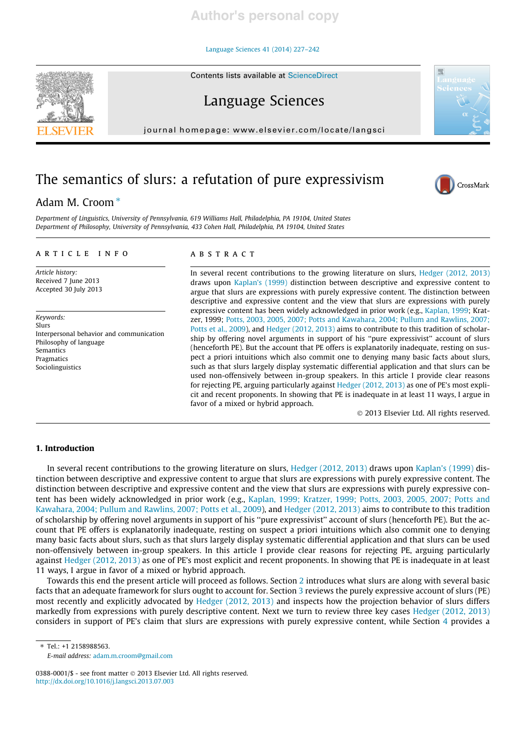# The semantics of slurs: a refutation of pure expressivism

Adam M. Croom *

Department of Linguistics, University of Pennsylvania, 619 Williams Hall, Philadelphia, PA 19104, United States
Department of Philosophy, University of Pennsylvania, 433 Cohen Hall, Philadelphia, PA 19104, United States

**ARTICLE INFO**

*Article history:*
Received 7 June 2013
Accepted 30 July 2013

*Keywords:*
Slurs
Interpersonal behavior and communication
Philosophy of language
Semantics
Pragmatics
Sociolinguistics

**ABSTRACT**

In several recent contributions to the growing literature on slurs, Hedger (2012, 2013) draws upon Kaplan's (1999) distinction between descriptive and expressive content to argue that slurs are expressions with purely expressive content. The distinction between descriptive and expressive content and the view that slurs are expressions with purely expressive content has been widely acknowledged in prior work (e.g., Kaplan, 1999; Kratzer, 1999; Potts, 2003, 2005, 2007; Potts and Kawahara, 2004; Pullum and Rawlins, 2007; Potts et al., 2009), and Hedger (2012, 2013) aims to contribute to this tradition of scholarship by offering novel arguments in support of his "pure expressivist" account of slurs (henceforth PE). But the account that PE offers is explanatorily inadequate, resting on suspect a priori intuitions which also commit one to denying many basic facts about slurs, such as that slurs largely display systematic differential application and that slurs can be used non-offensively between in-group speakers. In this article I provide clear reasons for rejecting PE, arguing particularly against Hedger (2012, 2013) as one of PE's most explicit and recent proponents. In showing that PE is inadequate in at least 11 ways, I argue in favor of a mixed or hybrid approach.

© 2013 Elsevier Ltd. All rights reserved.

## 1. Introduction

In several recent contributions to the growing literature on slurs, Hedger (2012, 2013) draws upon Kaplan's (1999) distinction between descriptive and expressive content to argue that slurs are expressions with purely expressive content. The distinction between descriptive and expressive content and the view that slurs are expressions with purely expressive content has been widely acknowledged in prior work (e.g., Kaplan, 1999; Kratzer, 1999; Potts, 2003, 2005, 2007; Potts and Kawahara, 2004; Pullum and Rawlins, 2007; Potts et al., 2009), and Hedger (2012, 2013) aims to contribute to this tradition of scholarship by offering novel arguments in support of his "pure expressivist" account of slurs (henceforth PE). But the account that PE offers is explanatorily inadequate, resting on suspect a priori intuitions which also commit one to denying many basic facts about slurs, such as that slurs largely display systematic differential application and that slurs can be used non-offensively between in-group speakers. In this article I provide clear reasons for rejecting PE, arguing particularly against Hedger (2012, 2013) as one of PE's most explicit and recent proponents. In showing that PE is inadequate in at least 11 ways, I argue in favor of a mixed or hybrid approach.

Towards this end the present article will proceed as follows. Section 2 introduces what slurs are along with several basic facts that an adequate framework for slurs ought to account for. Section 3 reviews the purely expressive account of slurs (PE) most recently and explicitly advocated by Hedger (2012, 2013) and inspects how the projection behavior of slurs differs markedly from expressions with purely descriptive content. Next we turn to review three key cases Hedger (2012, 2013) considers in support of PE's claim that slurs are expressions with purely expressive content, while Section 4 provides a

---

* Tel.: +1 2158988563.
*E-mail address:* adam.m.croom@gmail.com

0388-0001/$ - see front matter © 2013 Elsevier Ltd. All rights reserved.
http://dx.doi.org/10.1016/j.langsci.2013.07.003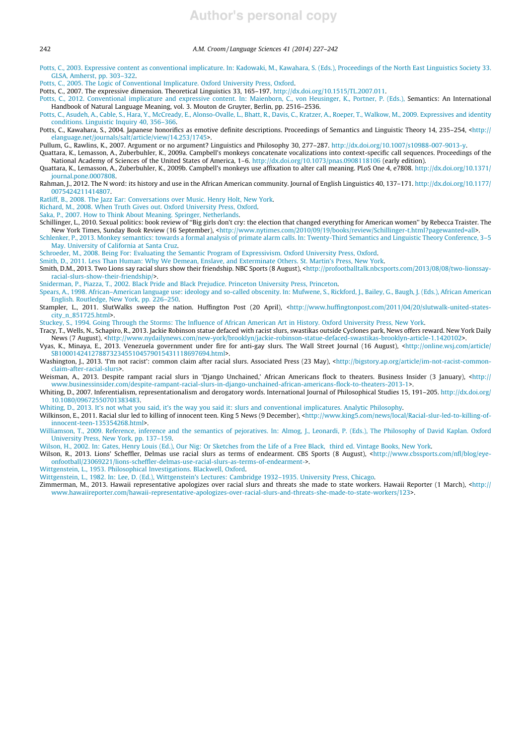Potts, C., 2003. Expressive content as conventional implicature. In: Kadowaki, M., Kawahara, S. (Eds.), Proceedings of the North East Linguistics Society 33. GLSA, Amherst, pp. 303–322.

Potts, C., 2005. The Logic of Conventional Implicature. Oxford University Press, Oxford.

Potts, C., 2007. The expressive dimension. Theoretical Linguistics 33, 165–197. http://dx.doi.org/10.1515/TL.2007.011.

Potts, C., 2012. Conventional implicature and expressive content. In: Maienborn, C., von Heusinger, K., Portner, P. (Eds.), Semantics: An International Handbook of Natural Language Meaning, vol. 3. Mouton de Gruyter, Berlin, pp. 2516–2536.

Potts, C., Asudeh, A., Cable, S., Hara, Y., McCready, E., Alonso-Ovalle, L., Bhatt, R., Davis, C., Kratzer, A., Roeper, T., Walkow, M., 2009. Expressives and identity conditions. Linguistic Inquiry 40, 356–366.

Potts, C., Kawahara, S., 2004. Japanese honorifics as emotive definite descriptions. Proceedings of Semantics and Linguistic Theory 14, 235–254, <http://elanguage.net/journals/salt/article/view/14.253/1745>.

Pullum, G., Rawlins, K., 2007. Argument or no argument? Linguistics and Philosophy 30, 277–287. http://dx.doi.org/10.1007/s10988-007-9013-y.

Quattara, K., Lemasson, A., Zuberbuhler, K., 2009a. Campbell's monkeys concatenate vocalizations into context-specific call sequences. Proceedings of the National Academy of Sciences of the United States of America, 1–6. http://dx.doi.org/10.1073/pnas.0908118106 (early edition).

Quattara, K., Lemasson, A., Zuberbuhler, K., 2009b. Campbell's monkeys use affixation to alter call meaning. PLoS One 4, e7808. http://dx.doi.org/10.1371/journal.pone.0007808.

Rahman, J., 2012. The N word: its history and use in the African American community. Journal of English Linguistics 40, 137–171. http://dx.doi.org/10.1177/0075424211414807.

Ratliff, B., 2008. The Jazz Ear: Conversations over Music. Henry Holt, New York.

Richard, M., 2008. When Truth Gives out. Oxford University Press, Oxford.

Saka, P., 2007. How to Think About Meaning. Springer, Netherlands.

Schillinger, L., 2010. Sexual politics: book review of "Big girls don't cry: the election that changed everything for American women" by Rebecca Traister. The New York Times, Sunday Book Review (16 September), <http://www.nytimes.com/2010/09/19/books/review/Schillinger-t.html?pagewanted=all>.

Schlenker, P., 2013. Monkey semantics: towards a formal analysis of primate alarm calls. In: Twenty-Third Semantics and Linguistic Theory Conference, 3–5 May. University of California at Santa Cruz.

Schroeder, M., 2008. Being For: Evaluating the Semantic Program of Expressivism. Oxford University Press, Oxford.

Smith, D., 2011. Less Than Human: Why We Demean, Enslave, and Exterminate Others. St. Martin's Press, New York.

Smith, D.M., 2013. Two Lions say racial slurs show their friendship. NBC Sports (8 August), <http://profootballtalk.nbcsports.com/2013/08/08/two-lionssay-racial-slurs-show-their-friendship/>.

Sniderman, P., Piazza, T., 2002. Black Pride and Black Prejudice. Princeton University Press, Princeton.

Spears, A., 1998. African–American language use: ideology and so-called obscenity. In: Mufwene, S., Rickford, J., Bailey, G., Baugh, J. (Eds.), African American English. Routledge, New York, pp. 226–250.

Stampler, L., 2011. SlutWalks sweep the nation. Huffington Post (20 April), <http://www.huffingtonpost.com/2011/04/20/slutwalk-united-states-city_n_851725.html>.

Stuckey, S., 1994. Going Through the Storms: The Influence of African American Art in History. Oxford University Press, New York.

Tracy, T., Wells, N., Schapiro, R., 2013. Jackie Robinson statue defaced with racist slurs, swastikas outside Cyclones park, News offers reward. New York Daily News (7 August), <http://www.nydailynews.com/new-york/brooklyn/jackie-robinson-statue-defaced-swastikas-brooklyn-article-1.1420102>.

Vyas, K., Minaya, E., 2013. Venezuela government under fire for anti-gay slurs. The Wall Street Journal (16 August), <http://online.wsj.com/article/SB10001424127887323455104579015431118697694.html>.

Washington, J., 2013. 'I'm not racist': common claim after racial slurs. Associated Press (23 May), <http://bigstory.ap.org/article/im-not-racist-common-claim-after-racial-slurs>.

Weisman, A., 2013. Despite rampant racial slurs in 'Django Unchained,' African Americans flock to theaters. Business Insider (3 January), <http://www.businessinsider.com/despite-rampant-racial-slurs-in-django-unchained-african-americans-flock-to-theaters-2013-1>.

Whiting, D., 2007. Inferentialism, representationalism and derogatory words. International Journal of Philosophical Studies 15, 191–205. http://dx.doi.org/10.1080/09672550701383483.

Whiting, D., 2013. It's not what you said, it's the way you said it: slurs and conventional implicatures. Analytic Philosophy.

Wilkinson, E., 2011. Racial slur led to killing of innocent teen. King 5 News (9 December), <http://www.king5.com/news/local/Racial-slur-led-to-killing-of-innocent-teen-135354268.html>.

Williamson, T., 2009. Reference, inference and the semantics of pejoratives. In: Almog, J., Leonardi, P. (Eds.), The Philosophy of David Kaplan. Oxford University Press, New York, pp. 137–159.

Wilson, H., 2002. In: Gates, Henry Louis (Ed.), Our Nig: Or Sketches from the Life of a Free Black, third ed. Vintage Books, New York.

Wilson, R., 2013. Lions' Scheffler, Delmas use racial slurs as terms of endearment. CBS Sports (8 August), <http://www.cbssports.com/nfl/blog/eye-onfootball/23069221/lions-scheffler-delmas-use-racial-slurs-as-terms-of-endearment->.

Wittgenstein, L., 1953. Philosophical Investigations. Blackwell, Oxford.

Wittgenstein, L., 1982. In: Lee, D. (Ed.), Wittgenstein's Lectures: Cambridge 1932–1935. University Press, Chicago.

Zimmerman, M., 2013. Hawaii representative apologizes over racial slurs and threats she made to state workers. Hawaii Reporter (1 March), <http://www.hawaiireporter.com/hawaii-representative-apologizes-over-racial-slurs-and-threats-she-made-to-state-workers/123>.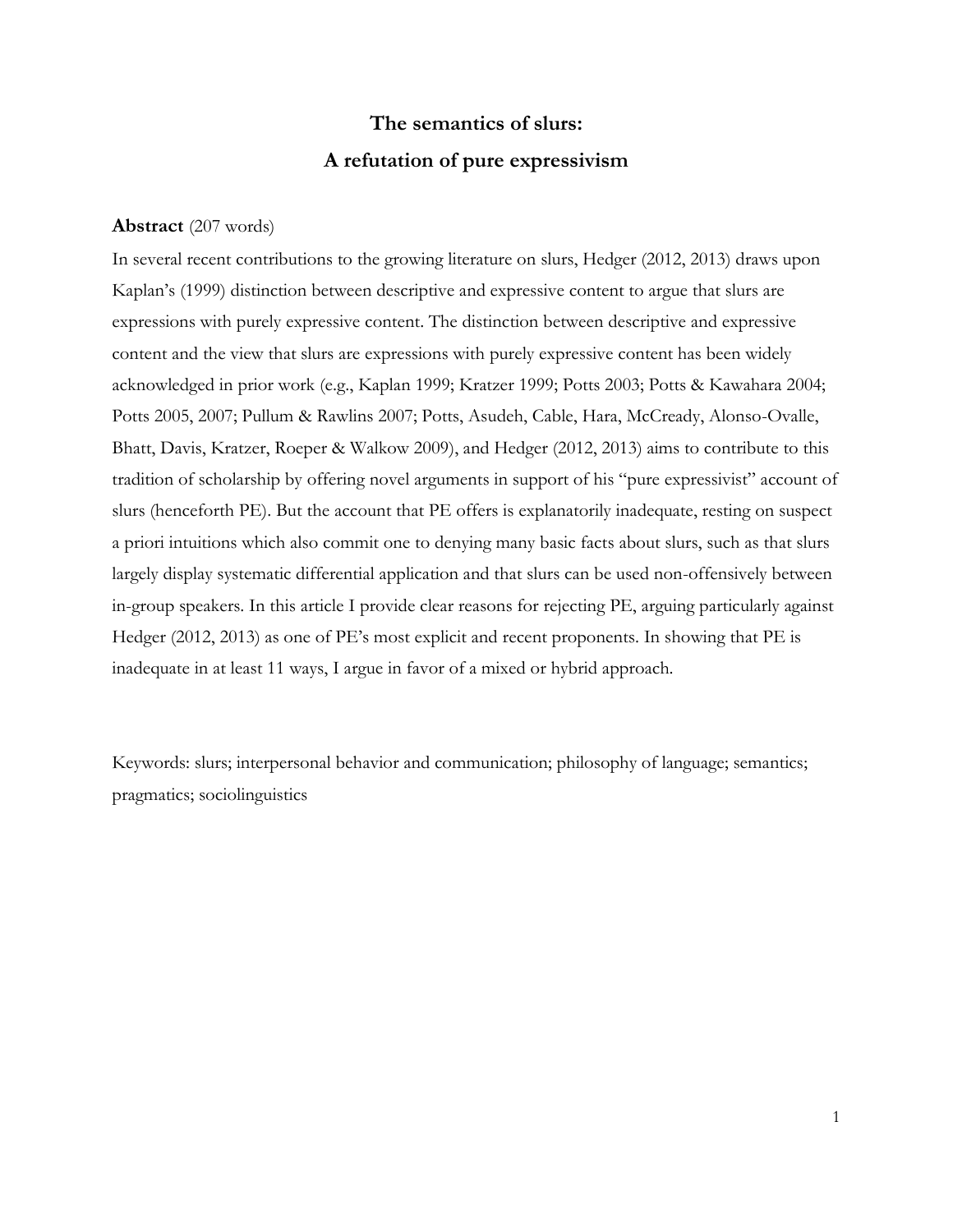# The semantics of slurs:
# A refutation of pure expressivism

**Abstract** (207 words)

In several recent contributions to the growing literature on slurs, Hedger (2012, 2013) draws upon Kaplan's (1999) distinction between descriptive and expressive content to argue that slurs are expressions with purely expressive content. The distinction between descriptive and expressive content and the view that slurs are expressions with purely expressive content has been widely acknowledged in prior work (e.g., Kaplan 1999; Kratzer 1999; Potts 2003; Potts & Kawahara 2004; Potts 2005, 2007; Pullum & Rawlins 2007; Potts, Asudeh, Cable, Hara, McCready, Alonso-Ovalle, Bhatt, Davis, Kratzer, Roeper & Walkow 2009), and Hedger (2012, 2013) aims to contribute to this tradition of scholarship by offering novel arguments in support of his "pure expressivist" account of slurs (henceforth PE). But the account that PE offers is explanatorily inadequate, resting on suspect a priori intuitions which also commit one to denying many basic facts about slurs, such as that slurs largely display systematic differential application and that slurs can be used non-offensively between in-group speakers. In this article I provide clear reasons for rejecting PE, arguing particularly against Hedger (2012, 2013) as one of PE's most explicit and recent proponents. In showing that PE is inadequate in at least 11 ways, I argue in favor of a mixed or hybrid approach.

Keywords: slurs; interpersonal behavior and communication; philosophy of language; semantics; pragmatics; sociolinguistics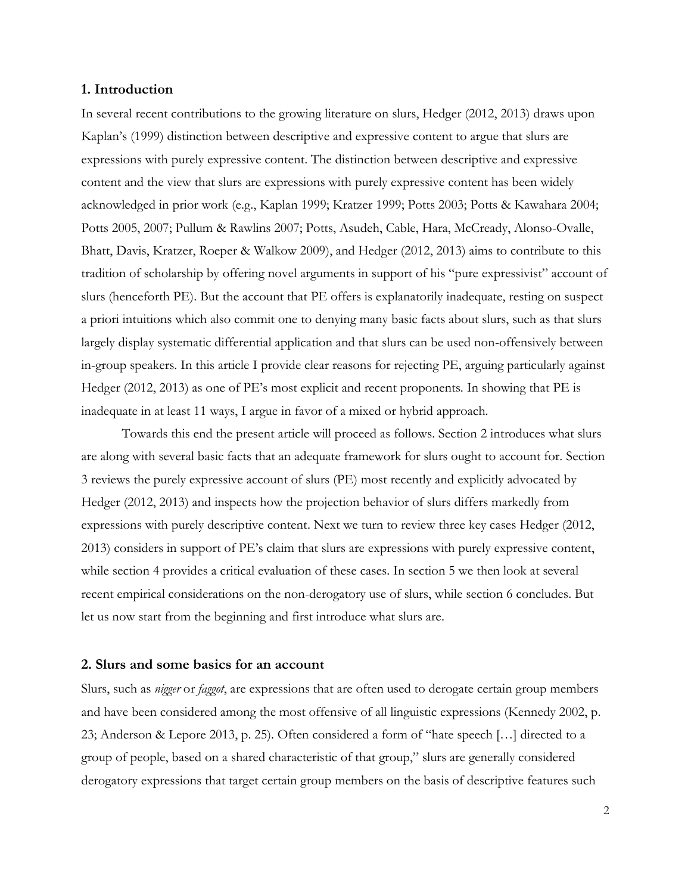## 1. Introduction

In several recent contributions to the growing literature on slurs, Hedger (2012, 2013) draws upon Kaplan's (1999) distinction between descriptive and expressive content to argue that slurs are expressions with purely expressive content. The distinction between descriptive and expressive content and the view that slurs are expressions with purely expressive content has been widely acknowledged in prior work (e.g., Kaplan 1999; Kratzer 1999; Potts 2003; Potts & Kawahara 2004; Potts 2005, 2007; Pullum & Rawlins 2007; Potts, Asudeh, Cable, Hara, McCready, Alonso-Ovalle, Bhatt, Davis, Kratzer, Roeper & Walkow 2009), and Hedger (2012, 2013) aims to contribute to this tradition of scholarship by offering novel arguments in support of his "pure expressivist" account of slurs (henceforth PE). But the account that PE offers is explanatorily inadequate, resting on suspect a priori intuitions which also commit one to denying many basic facts about slurs, such as that slurs largely display systematic differential application and that slurs can be used non-offensively between in-group speakers. In this article I provide clear reasons for rejecting PE, arguing particularly against Hedger (2012, 2013) as one of PE's most explicit and recent proponents. In showing that PE is inadequate in at least 11 ways, I argue in favor of a mixed or hybrid approach.

Towards this end the present article will proceed as follows. Section 2 introduces what slurs are along with several basic facts that an adequate framework for slurs ought to account for. Section 3 reviews the purely expressive account of slurs (PE) most recently and explicitly advocated by Hedger (2012, 2013) and inspects how the projection behavior of slurs differs markedly from expressions with purely descriptive content. Next we turn to review three key cases Hedger (2012, 2013) considers in support of PE's claim that slurs are expressions with purely expressive content, while section 4 provides a critical evaluation of these cases. In section 5 we then look at several recent empirical considerations on the non-derogatory use of slurs, while section 6 concludes. But let us now start from the beginning and first introduce what slurs are.

## 2. Slurs and some basics for an account

Slurs, such as *nigger* or *faggot*, are expressions that are often used to derogate certain group members and have been considered among the most offensive of all linguistic expressions (Kennedy 2002, p. 23; Anderson & Lepore 2013, p. 25). Often considered a form of "hate speech […] directed to a group of people, based on a shared characteristic of that group," slurs are generally considered derogatory expressions that target certain group members on the basis of descriptive features such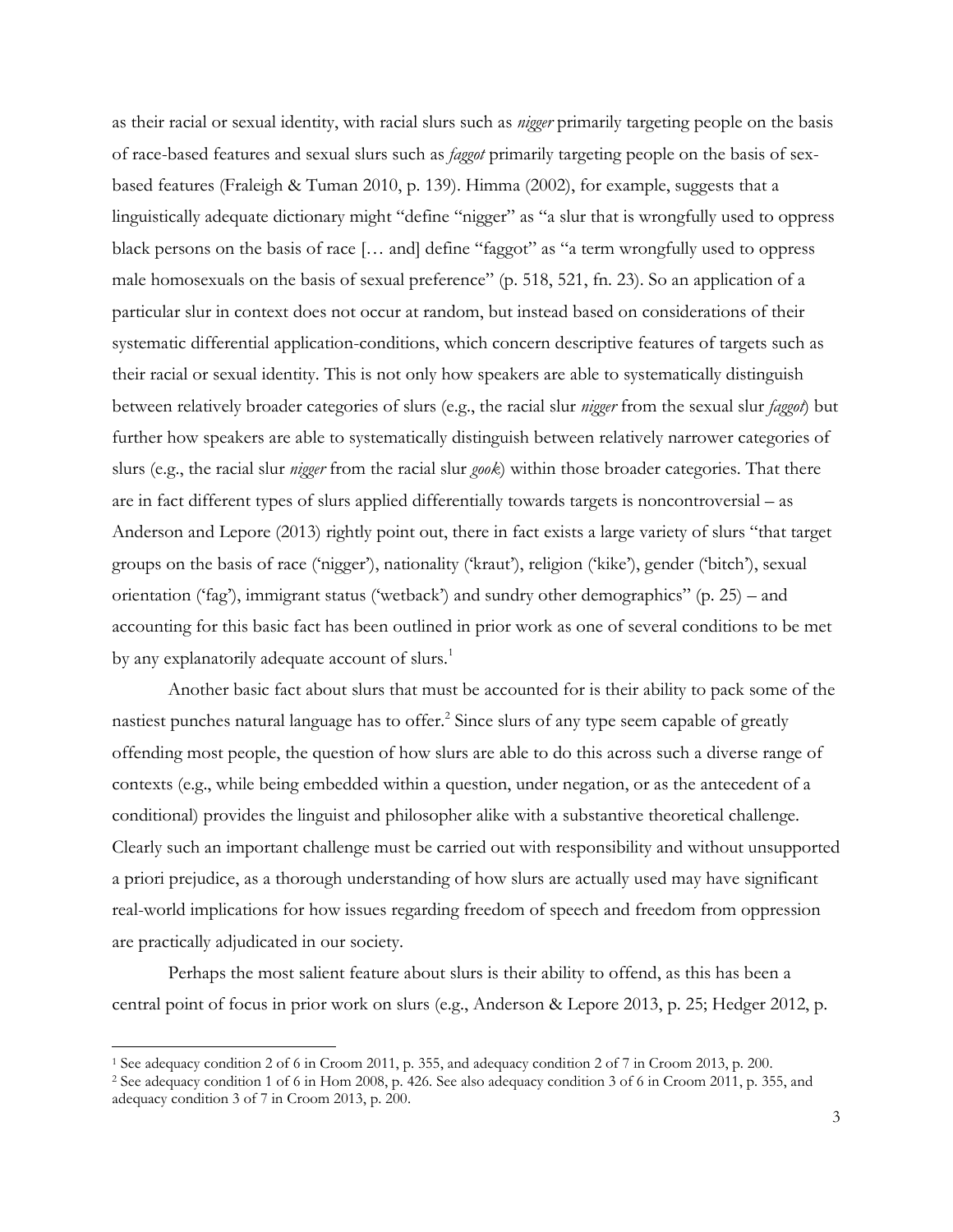as their racial or sexual identity, with racial slurs such as *nigger* primarily targeting people on the basis of race-based features and sexual slurs such as *faggot* primarily targeting people on the basis of sex-based features (Fraleigh & Tuman 2010, p. 139). Himma (2002), for example, suggests that a linguistically adequate dictionary might "define "nigger" as "a slur that is wrongfully used to oppress black persons on the basis of race [… and] define "faggot" as "a term wrongfully used to oppress male homosexuals on the basis of sexual preference" (p. 518, 521, fn. 23). So an application of a particular slur in context does not occur at random, but instead based on considerations of their systematic differential application-conditions, which concern descriptive features of targets such as their racial or sexual identity. This is not only how speakers are able to systematically distinguish between relatively broader categories of slurs (e.g., the racial slur *nigger* from the sexual slur *faggot*) but further how speakers are able to systematically distinguish between relatively narrower categories of slurs (e.g., the racial slur *nigger* from the racial slur *gook*) within those broader categories. That there are in fact different types of slurs applied differentially towards targets is noncontroversial – as Anderson and Lepore (2013) rightly point out, there in fact exists a large variety of slurs "that target groups on the basis of race ('nigger'), nationality ('kraut'), religion ('kike'), gender ('bitch'), sexual orientation ('fag'), immigrant status ('wetback') and sundry other demographics" (p. 25) – and accounting for this basic fact has been outlined in prior work as one of several conditions to be met by any explanatorily adequate account of slurs.[1]

Another basic fact about slurs that must be accounted for is their ability to pack some of the nastiest punches natural language has to offer.[2] Since slurs of any type seem capable of greatly offending most people, the question of how slurs are able to do this across such a diverse range of contexts (e.g., while being embedded within a question, under negation, or as the antecedent of a conditional) provides the linguist and philosopher alike with a substantive theoretical challenge. Clearly such an important challenge must be carried out with responsibility and without unsupported a priori prejudice, as a thorough understanding of how slurs are actually used may have significant real-world implications for how issues regarding freedom of speech and freedom from oppression are practically adjudicated in our society.

Perhaps the most salient feature about slurs is their ability to offend, as this has been a central point of focus in prior work on slurs (e.g., Anderson & Lepore 2013, p. 25; Hedger 2012, p.

[1] See adequacy condition 2 of 6 in Croom 2011, p. 355, and adequacy condition 2 of 7 in Croom 2013, p. 200.

[2] See adequacy condition 1 of 6 in Hom 2008, p. 426. See also adequacy condition 3 of 6 in Croom 2011, p. 355, and adequacy condition 3 of 7 in Croom 2013, p. 200.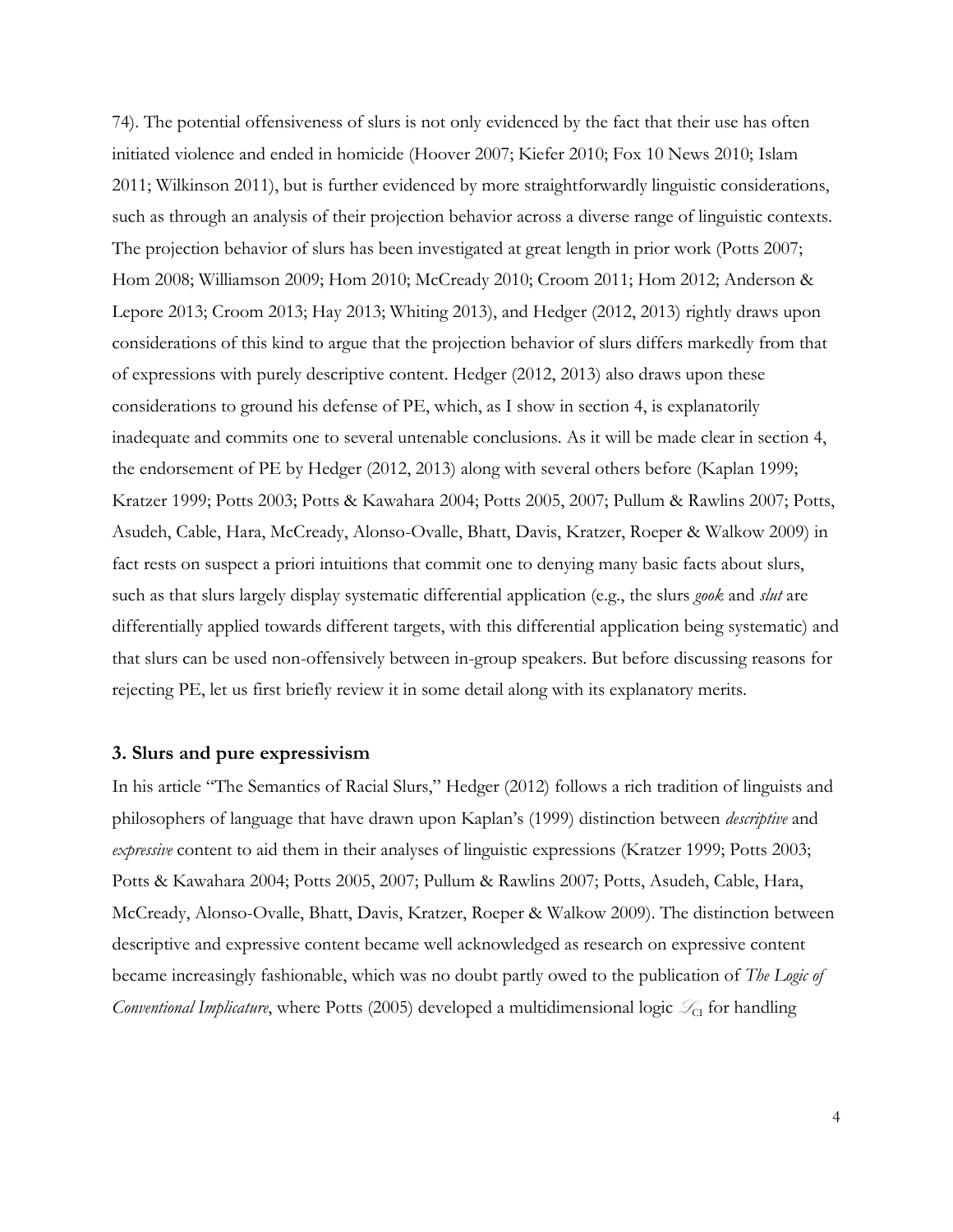74). The potential offensiveness of slurs is not only evidenced by the fact that their use has often initiated violence and ended in homicide (Hoover 2007; Kiefer 2010; Fox 10 News 2010; Islam 2011; Wilkinson 2011), but is further evidenced by more straightforwardly linguistic considerations, such as through an analysis of their projection behavior across a diverse range of linguistic contexts. The projection behavior of slurs has been investigated at great length in prior work (Potts 2007; Hom 2008; Williamson 2009; Hom 2010; McCready 2010; Croom 2011; Hom 2012; Anderson & Lepore 2013; Croom 2013; Hay 2013; Whiting 2013), and Hedger (2012, 2013) rightly draws upon considerations of this kind to argue that the projection behavior of slurs differs markedly from that of expressions with purely descriptive content. Hedger (2012, 2013) also draws upon these considerations to ground his defense of PE, which, as I show in section 4, is explanatorily inadequate and commits one to several untenable conclusions. As it will be made clear in section 4, the endorsement of PE by Hedger (2012, 2013) along with several others before (Kaplan 1999; Kratzer 1999; Potts 2003; Potts & Kawahara 2004; Potts 2005, 2007; Pullum & Rawlins 2007; Potts, Asudeh, Cable, Hara, McCready, Alonso-Ovalle, Bhatt, Davis, Kratzer, Roeper & Walkow 2009) in fact rests on suspect a priori intuitions that commit one to denying many basic facts about slurs, such as that slurs largely display systematic differential application (e.g., the slurs *gook* and *slut* are differentially applied towards different targets, with this differential application being systematic) and that slurs can be used non-offensively between in-group speakers. But before discussing reasons for rejecting PE, let us first briefly review it in some detail along with its explanatory merits.

### 3. Slurs and pure expressivism

In his article "The Semantics of Racial Slurs," Hedger (2012) follows a rich tradition of linguists and philosophers of language that have drawn upon Kaplan's (1999) distinction between *descriptive* and *expressive* content to aid them in their analyses of linguistic expressions (Kratzer 1999; Potts 2003; Potts & Kawahara 2004; Potts 2005, 2007; Pullum & Rawlins 2007; Potts, Asudeh, Cable, Hara, McCready, Alonso-Ovalle, Bhatt, Davis, Kratzer, Roeper & Walkow 2009). The distinction between descriptive and expressive content became well acknowledged as research on expressive content became increasingly fashionable, which was no doubt partly owed to the publication of *The Logic of Conventional Implicature*, where Potts (2005) developed a multidimensional logic $\mathcal{L}_{CI}$ for handling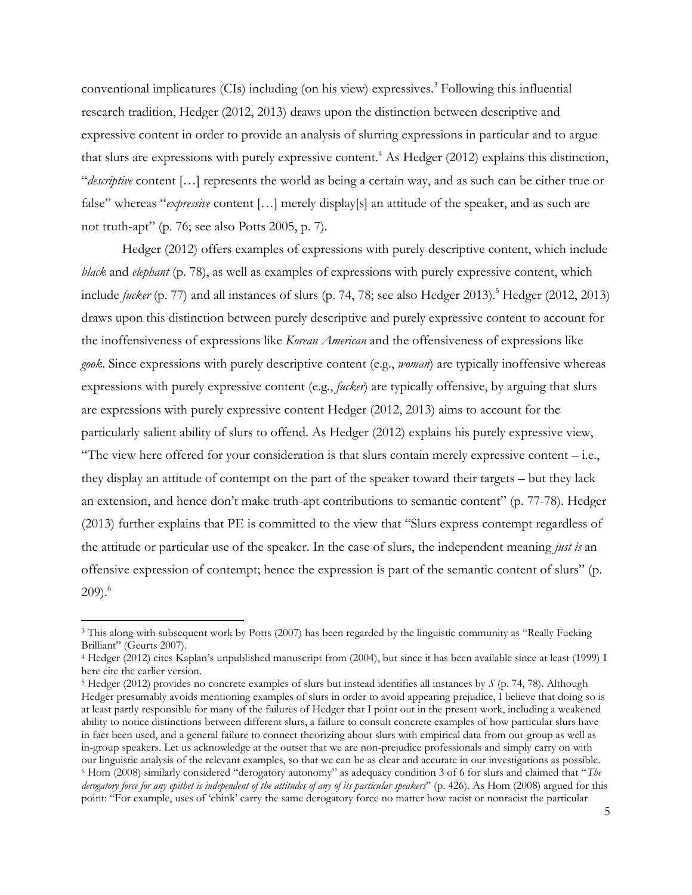conventional implicatures (CIs) including (on his view) expressives.[3] Following this influential research tradition, Hedger (2012, 2013) draws upon the distinction between descriptive and expressive content in order to provide an analysis of slurring expressions in particular and to argue that slurs are expressions with purely expressive content.[4] As Hedger (2012) explains this distinction, "*descriptive* content […] represents the world as being a certain way, and as such can be either true or false" whereas "*expressive* content […] merely display[s] an attitude of the speaker, and as such are not truth-apt" (p. 76; see also Potts 2005, p. 7).

Hedger (2012) offers examples of expressions with purely descriptive content, which include *black* and *elephant* (p. 78), as well as examples of expressions with purely expressive content, which include *fucker* (p. 77) and all instances of slurs (p. 74, 78; see also Hedger 2013).[5] Hedger (2012, 2013) draws upon this distinction between purely descriptive and purely expressive content to account for the inoffensiveness of expressions like *Korean American* and the offensiveness of expressions like *gook*. Since expressions with purely descriptive content (e.g., *woman*) are typically inoffensive whereas expressions with purely expressive content (e.g., *fucker*) are typically offensive, by arguing that slurs are expressions with purely expressive content Hedger (2012, 2013) aims to account for the particularly salient ability of slurs to offend. As Hedger (2012) explains his purely expressive view, "The view here offered for your consideration is that slurs contain merely expressive content – i.e., they display an attitude of contempt on the part of the speaker toward their targets – but they lack an extension, and hence don't make truth-apt contributions to semantic content" (p. 77-78). Hedger (2013) further explains that PE is committed to the view that "Slurs express contempt regardless of the attitude or particular use of the speaker. In the case of slurs, the independent meaning *just is* an offensive expression of contempt; hence the expression is part of the semantic content of slurs" (p. 209).[6]

---

[3] This along with subsequent work by Potts (2007) has been regarded by the linguistic community as "Really Fucking Brilliant" (Geurts 2007).

[4] Hedger (2012) cites Kaplan's unpublished manuscript from (2004), but since it has been available since at least (1999) I here cite the earlier version.

[5] Hedger (2012) provides no concrete examples of slurs but instead identifies all instances by *S* (p. 74, 78). Although Hedger presumably avoids mentioning examples of slurs in order to avoid appearing prejudice, I believe that doing so is at least partly responsible for many of the failures of Hedger that I point out in the present work, including a weakened ability to notice distinctions between different slurs, a failure to consult concrete examples of how particular slurs have in fact been used, and a general failure to connect theorizing about slurs with empirical data from out-group as well as in-group speakers. Let us acknowledge at the outset that we are non-prejudice professionals and simply carry on with our linguistic analysis of the relevant examples, so that we can be as clear and accurate in our investigations as possible.

[6] Hom (2008) similarly considered "derogatory autonomy" as adequacy condition 3 of 6 for slurs and claimed that "*The derogatory force for any epithet is independent of the attitudes of any of its particular speakers*" (p. 426). As Hom (2008) argued for this point: "For example, uses of 'chink' carry the same derogatory force no matter how racist or nonracist the particular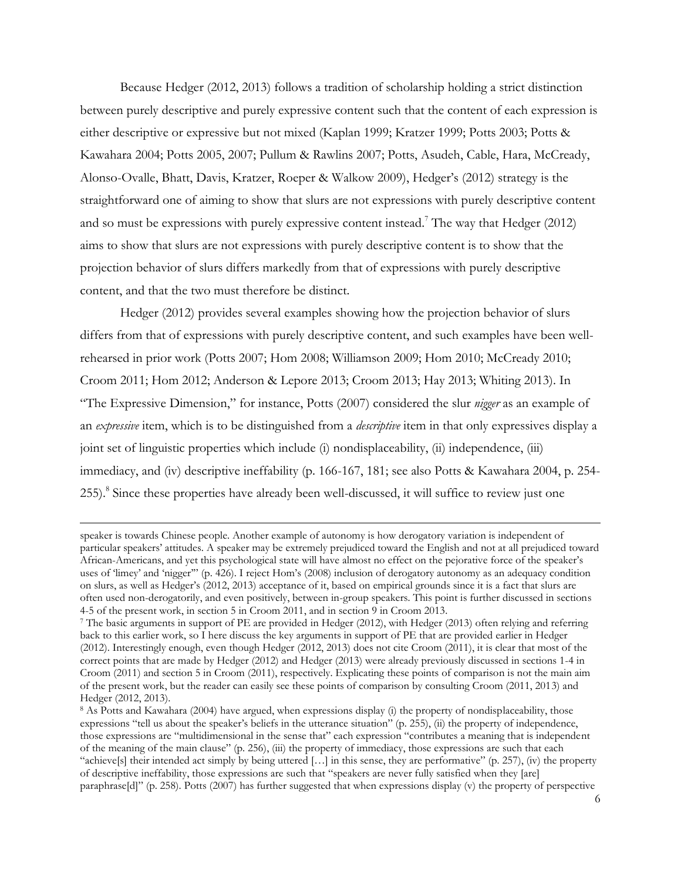Because Hedger (2012, 2013) follows a tradition of scholarship holding a strict distinction between purely descriptive and purely expressive content such that the content of each expression is either descriptive or expressive but not mixed (Kaplan 1999; Kratzer 1999; Potts 2003; Potts & Kawahara 2004; Potts 2005, 2007; Pullum & Rawlins 2007; Potts, Asudeh, Cable, Hara, McCready, Alonso-Ovalle, Bhatt, Davis, Kratzer, Roeper & Walkow 2009), Hedger's (2012) strategy is the straightforward one of aiming to show that slurs are not expressions with purely descriptive content and so must be expressions with purely expressive content instead.[7] The way that Hedger (2012) aims to show that slurs are not expressions with purely descriptive content is to show that the projection behavior of slurs differs markedly from that of expressions with purely descriptive content, and that the two must therefore be distinct.

Hedger (2012) provides several examples showing how the projection behavior of slurs differs from that of expressions with purely descriptive content, and such examples have been well-rehearsed in prior work (Potts 2007; Hom 2008; Williamson 2009; Hom 2010; McCready 2010; Croom 2011; Hom 2012; Anderson & Lepore 2013; Croom 2013; Hay 2013; Whiting 2013). In "The Expressive Dimension," for instance, Potts (2007) considered the slur *nigger* as an example of an *expressive* item, which is to be distinguished from a *descriptive* item in that only expressives display a joint set of linguistic properties which include (i) nondisplaceability, (ii) independence, (iii) immediacy, and (iv) descriptive ineffability (p. 166-167, 181; see also Potts & Kawahara 2004, p. 254-255).[8] Since these properties have already been well-discussed, it will suffice to review just one

---

speaker is towards Chinese people. Another example of autonomy is how derogatory variation is independent of particular speakers' attitudes. A speaker may be extremely prejudiced toward the English and not at all prejudiced toward African-Americans, and yet this psychological state will have almost no effect on the pejorative force of the speaker's uses of 'limey' and 'nigger'" (p. 426). I reject Hom's (2008) inclusion of derogatory autonomy as an adequacy condition on slurs, as well as Hedger's (2012, 2013) acceptance of it, based on empirical grounds since it is a fact that slurs are often used non-derogatorily, and even positively, between in-group speakers. This point is further discussed in sections 4-5 of the present work, in section 5 in Croom 2011, and in section 9 in Croom 2013.

[7] The basic arguments in support of PE are provided in Hedger (2012), with Hedger (2013) often relying and referring back to this earlier work, so I here discuss the key arguments in support of PE that are provided earlier in Hedger (2012). Interestingly enough, even though Hedger (2012, 2013) does not cite Croom (2011), it is clear that most of the correct points that are made by Hedger (2012) and Hedger (2013) were already previously discussed in sections 1-4 in Croom (2011) and section 5 in Croom (2011), respectively. Explicating these points of comparison is not the main aim of the present work, but the reader can easily see these points of comparison by consulting Croom (2011, 2013) and Hedger (2012, 2013).

[8] As Potts and Kawahara (2004) have argued, when expressions display (i) the property of nondisplaceability, those expressions "tell us about the speaker's beliefs in the utterance situation" (p. 255), (ii) the property of independence, those expressions are "multidimensional in the sense that" each expression "contributes a meaning that is independent of the meaning of the main clause" (p. 256), (iii) the property of immediacy, those expressions are such that each "achieve[s] their intended act simply by being uttered […] in this sense, they are performative" (p. 257), (iv) the property of descriptive ineffability, those expressions are such that "speakers are never fully satisfied when they [are] paraphrase[d]" (p. 258). Potts (2007) has further suggested that when expressions display (v) the property of perspective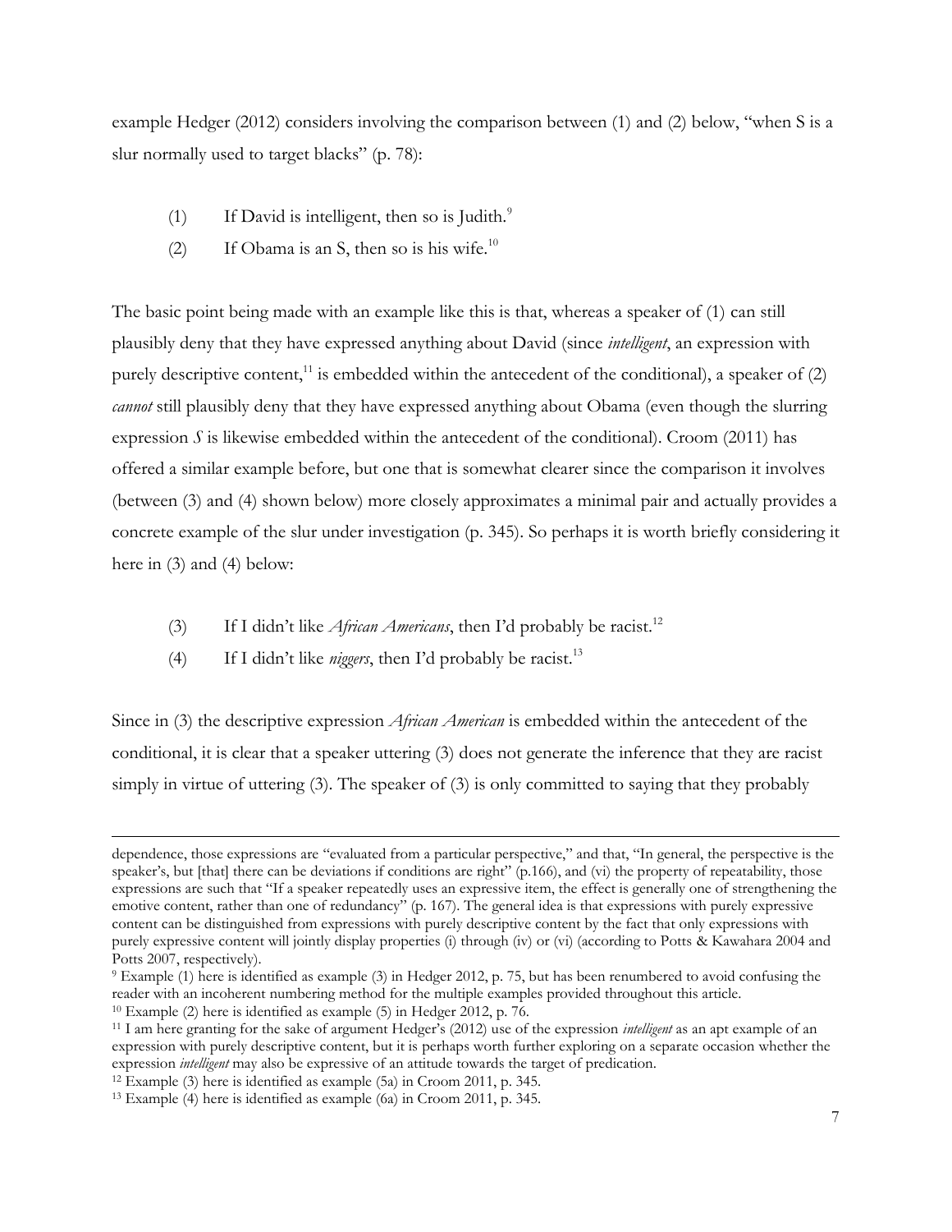example Hedger (2012) considers involving the comparison between (1) and (2) below, "when S is a slur normally used to target blacks" (p. 78):

(1) If David is intelligent, then so is Judith.[9]

(2) If Obama is an S, then so is his wife.[10]

The basic point being made with an example like this is that, whereas a speaker of (1) can still plausibly deny that they have expressed anything about David (since *intelligent*, an expression with purely descriptive content,[11] is embedded within the antecedent of the conditional), a speaker of (2) *cannot* still plausibly deny that they have expressed anything about Obama (even though the slurring expression *S* is likewise embedded within the antecedent of the conditional). Croom (2011) has offered a similar example before, but one that is somewhat clearer since the comparison it involves (between (3) and (4) shown below) more closely approximates a minimal pair and actually provides a concrete example of the slur under investigation (p. 345). So perhaps it is worth briefly considering it here in (3) and (4) below:

(3) If I didn't like *African Americans*, then I'd probably be racist.[12]

(4) If I didn't like *niggers*, then I'd probably be racist.[13]

Since in (3) the descriptive expression *African American* is embedded within the antecedent of the conditional, it is clear that a speaker uttering (3) does not generate the inference that they are racist simply in virtue of uttering (3). The speaker of (3) is only committed to saying that they probably

---

dependence, those expressions are "evaluated from a particular perspective," and that, "In general, the perspective is the speaker's, but [that] there can be deviations if conditions are right" (p.166), and (vi) the property of repeatability, those expressions are such that "If a speaker repeatedly uses an expressive item, the effect is generally one of strengthening the emotive content, rather than one of redundancy" (p. 167). The general idea is that expressions with purely expressive content can be distinguished from expressions with purely descriptive content by the fact that only expressions with purely expressive content will jointly display properties (i) through (iv) or (vi) (according to Potts & Kawahara 2004 and Potts 2007, respectively).

[9] Example (1) here is identified as example (3) in Hedger 2012, p. 75, but has been renumbered to avoid confusing the reader with an incoherent numbering method for the multiple examples provided throughout this article.

[10] Example (2) here is identified as example (5) in Hedger 2012, p. 76.

[11] I am here granting for the sake of argument Hedger's (2012) use of the expression *intelligent* as an apt example of an expression with purely descriptive content, but it is perhaps worth further exploring on a separate occasion whether the expression *intelligent* may also be expressive of an attitude towards the target of predication.

[12] Example (3) here is identified as example (5a) in Croom 2011, p. 345.

[13] Example (4) here is identified as example (6a) in Croom 2011, p. 345.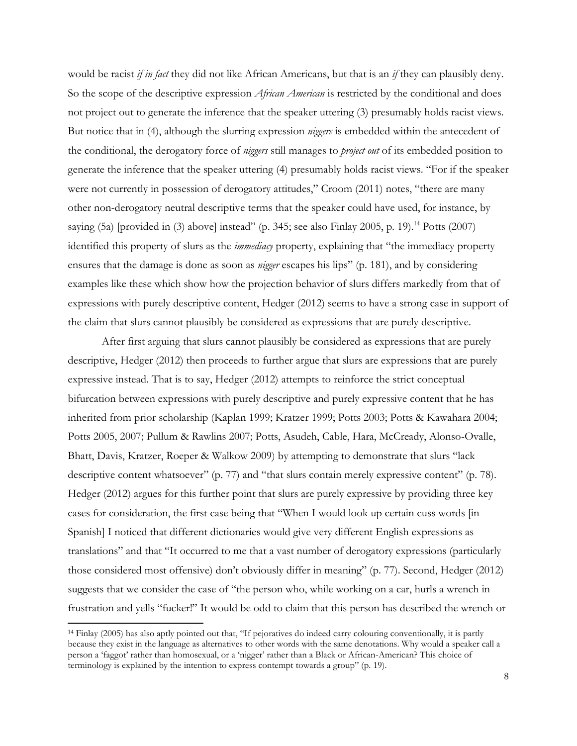would be racist *if in fact* they did not like African Americans, but that is an *if* they can plausibly deny. So the scope of the descriptive expression *African American* is restricted by the conditional and does not project out to generate the inference that the speaker uttering (3) presumably holds racist views. But notice that in (4), although the slurring expression *niggers* is embedded within the antecedent of the conditional, the derogatory force of *niggers* still manages to *project out* of its embedded position to generate the inference that the speaker uttering (4) presumably holds racist views. "For if the speaker were not currently in possession of derogatory attitudes," Croom (2011) notes, "there are many other non-derogatory neutral descriptive terms that the speaker could have used, for instance, by saying (5a) [provided in (3) above] instead" (p. 345; see also Finlay 2005, p. 19).[14] Potts (2007) identified this property of slurs as the *immediacy* property, explaining that "the immediacy property ensures that the damage is done as soon as *nigger* escapes his lips" (p. 181), and by considering examples like these which show how the projection behavior of slurs differs markedly from that of expressions with purely descriptive content, Hedger (2012) seems to have a strong case in support of the claim that slurs cannot plausibly be considered as expressions that are purely descriptive.

After first arguing that slurs cannot plausibly be considered as expressions that are purely descriptive, Hedger (2012) then proceeds to further argue that slurs are expressions that are purely expressive instead. That is to say, Hedger (2012) attempts to reinforce the strict conceptual bifurcation between expressions with purely descriptive and purely expressive content that he has inherited from prior scholarship (Kaplan 1999; Kratzer 1999; Potts 2003; Potts & Kawahara 2004; Potts 2005, 2007; Pullum & Rawlins 2007; Potts, Asudeh, Cable, Hara, McCready, Alonso-Ovalle, Bhatt, Davis, Kratzer, Roeper & Walkow 2009) by attempting to demonstrate that slurs "lack descriptive content whatsoever" (p. 77) and "that slurs contain merely expressive content" (p. 78). Hedger (2012) argues for this further point that slurs are purely expressive by providing three key cases for consideration, the first case being that "When I would look up certain cuss words [in Spanish] I noticed that different dictionaries would give very different English expressions as translations" and that "It occurred to me that a vast number of derogatory expressions (particularly those considered most offensive) don't obviously differ in meaning" (p. 77). Second, Hedger (2012) suggests that we consider the case of "the person who, while working on a car, hurls a wrench in frustration and yells "fucker!" It would be odd to claim that this person has described the wrench or

---

[14] Finlay (2005) has also aptly pointed out that, "If pejoratives do indeed carry colouring conventionally, it is partly because they exist in the language as alternatives to other words with the same denotations. Why would a speaker call a person a 'faggot' rather than homosexual, or a 'nigger' rather than a Black or African-American? This choice of terminology is explained by the intention to express contempt towards a group" (p. 19).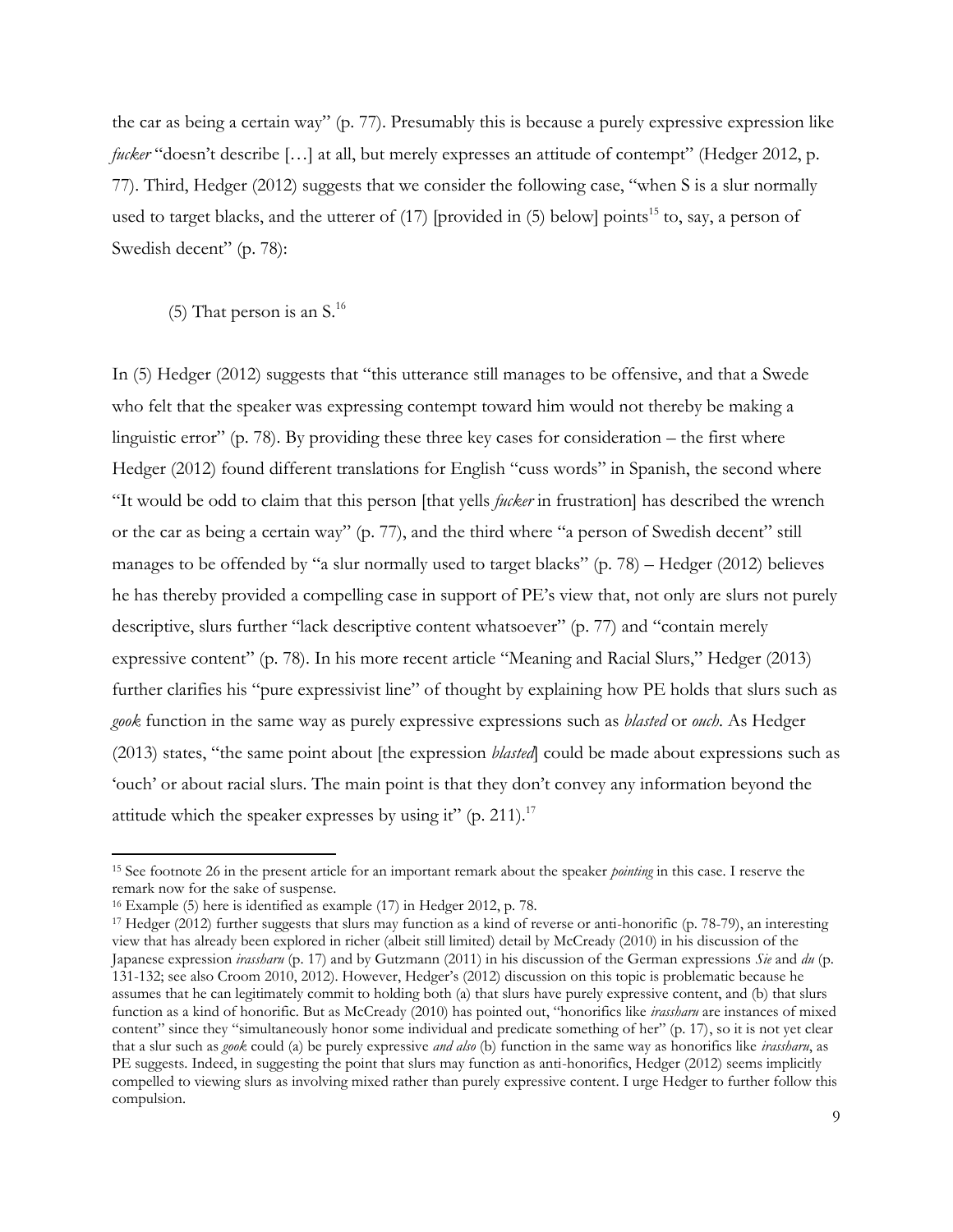the car as being a certain way" (p. 77). Presumably this is because a purely expressive expression like *fucker* "doesn't describe […] at all, but merely expresses an attitude of contempt" (Hedger 2012, p. 77). Third, Hedger (2012) suggests that we consider the following case, "when S is a slur normally used to target blacks, and the utterer of (17) [provided in (5) below] points[15] to, say, a person of Swedish decent" (p. 78):

(5) That person is an S.[16]

In (5) Hedger (2012) suggests that "this utterance still manages to be offensive, and that a Swede who felt that the speaker was expressing contempt toward him would not thereby be making a linguistic error" (p. 78). By providing these three key cases for consideration – the first where Hedger (2012) found different translations for English "cuss words" in Spanish, the second where "It would be odd to claim that this person [that yells *fucker* in frustration] has described the wrench or the car as being a certain way" (p. 77), and the third where "a person of Swedish decent" still manages to be offended by "a slur normally used to target blacks" (p. 78) – Hedger (2012) believes he has thereby provided a compelling case in support of PE's view that, not only are slurs not purely descriptive, slurs further "lack descriptive content whatsoever" (p. 77) and "contain merely expressive content" (p. 78). In his more recent article "Meaning and Racial Slurs," Hedger (2013) further clarifies his "pure expressivist line" of thought by explaining how PE holds that slurs such as *gook* function in the same way as purely expressive expressions such as *blasted* or *ouch*. As Hedger (2013) states, "the same point about [the expression *blasted*] could be made about expressions such as 'ouch' or about racial slurs. The main point is that they don't convey any information beyond the attitude which the speaker expresses by using it" (p. 211).[17]

---

[15] See footnote 26 in the present article for an important remark about the speaker *pointing* in this case. I reserve the remark now for the sake of suspense.

[16] Example (5) here is identified as example (17) in Hedger 2012, p. 78.

[17] Hedger (2012) further suggests that slurs may function as a kind of reverse or anti-honorific (p. 78-79), an interesting view that has already been explored in richer (albeit still limited) detail by McCready (2010) in his discussion of the Japanese expression *irassharu* (p. 17) and by Gutzmann (2011) in his discussion of the German expressions *Sie* and *du* (p. 131-132; see also Croom 2010, 2012). However, Hedger's (2012) discussion on this topic is problematic because he assumes that he can legitimately commit to holding both (a) that slurs have purely expressive content, and (b) that slurs function as a kind of honorific. But as McCready (2010) has pointed out, "honorifics like *irassharu* are instances of mixed content" since they "simultaneously honor some individual and predicate something of her" (p. 17), so it is not yet clear that a slur such as *gook* could (a) be purely expressive *and also* (b) function in the same way as honorifics like *irassharu*, as PE suggests. Indeed, in suggesting the point that slurs may function as anti-honorifics, Hedger (2012) seems implicitly compelled to viewing slurs as involving mixed rather than purely expressive content. I urge Hedger to further follow this compulsion.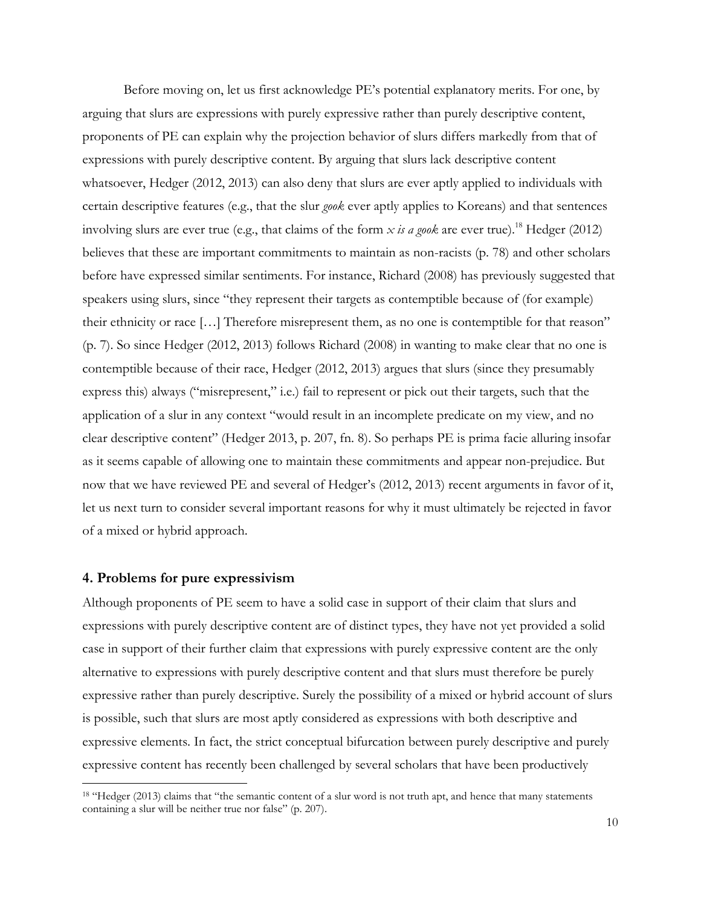Before moving on, let us first acknowledge PE's potential explanatory merits. For one, by arguing that slurs are expressions with purely expressive rather than purely descriptive content, proponents of PE can explain why the projection behavior of slurs differs markedly from that of expressions with purely descriptive content. By arguing that slurs lack descriptive content whatsoever, Hedger (2012, 2013) can also deny that slurs are ever aptly applied to individuals with certain descriptive features (e.g., that the slur *gook* ever aptly applies to Koreans) and that sentences involving slurs are ever true (e.g., that claims of the form *x is a gook* are ever true).[18] Hedger (2012) believes that these are important commitments to maintain as non-racists (p. 78) and other scholars before have expressed similar sentiments. For instance, Richard (2008) has previously suggested that speakers using slurs, since "they represent their targets as contemptible because of (for example) their ethnicity or race […] Therefore misrepresent them, as no one is contemptible for that reason" (p. 7). So since Hedger (2012, 2013) follows Richard (2008) in wanting to make clear that no one is contemptible because of their race, Hedger (2012, 2013) argues that slurs (since they presumably express this) always ("misrepresent," i.e.) fail to represent or pick out their targets, such that the application of a slur in any context "would result in an incomplete predicate on my view, and no clear descriptive content" (Hedger 2013, p. 207, fn. 8). So perhaps PE is prima facie alluring insofar as it seems capable of allowing one to maintain these commitments and appear non-prejudice. But now that we have reviewed PE and several of Hedger's (2012, 2013) recent arguments in favor of it, let us next turn to consider several important reasons for why it must ultimately be rejected in favor of a mixed or hybrid approach.

## 4. Problems for pure expressivism

Although proponents of PE seem to have a solid case in support of their claim that slurs and expressions with purely descriptive content are of distinct types, they have not yet provided a solid case in support of their further claim that expressions with purely expressive content are the only alternative to expressions with purely descriptive content and that slurs must therefore be purely expressive rather than purely descriptive. Surely the possibility of a mixed or hybrid account of slurs is possible, such that slurs are most aptly considered as expressions with both descriptive and expressive elements. In fact, the strict conceptual bifurcation between purely descriptive and purely expressive content has recently been challenged by several scholars that have been productively

[18] "Hedger (2013) claims that "the semantic content of a slur word is not truth apt, and hence that many statements containing a slur will be neither true nor false" (p. 207).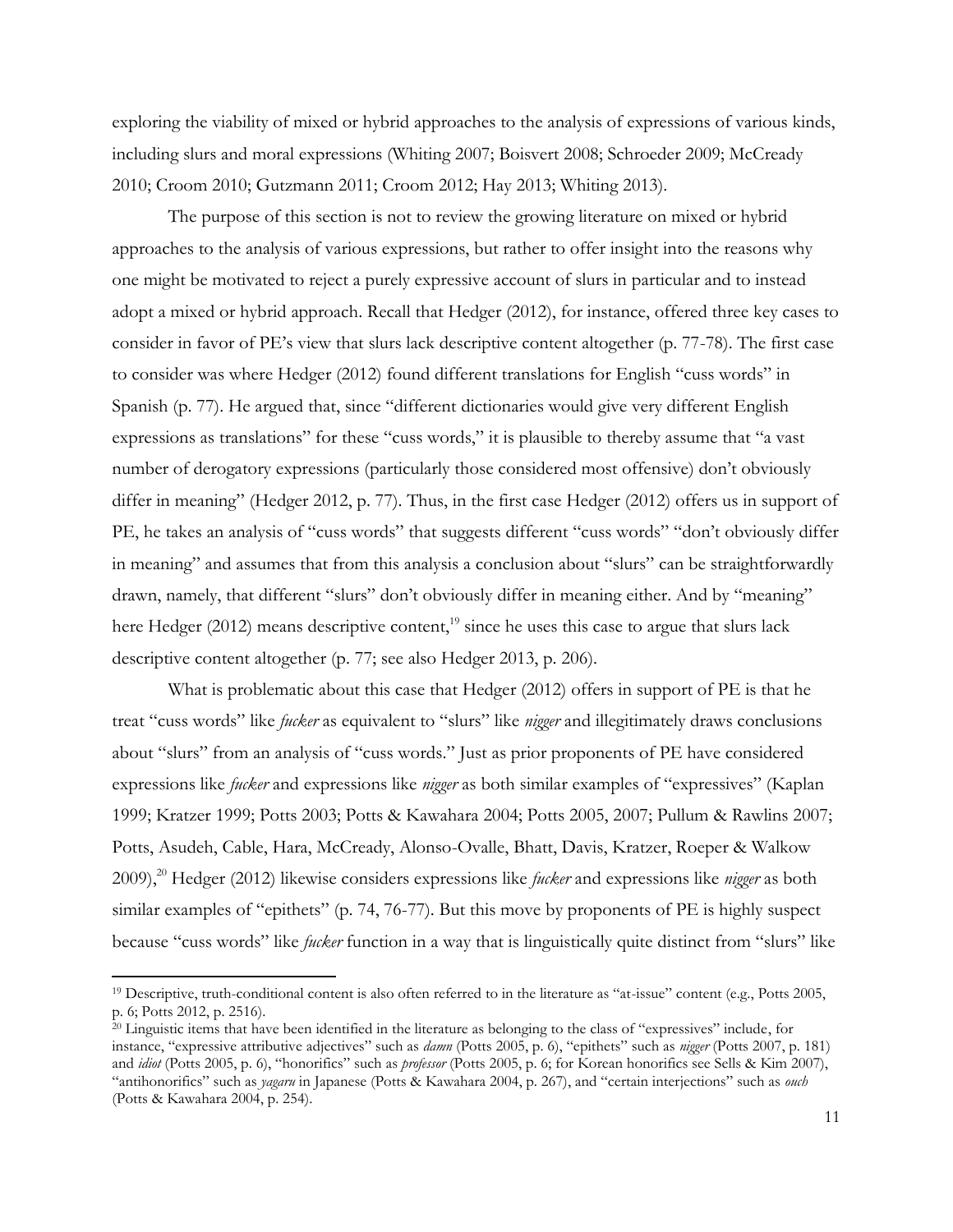exploring the viability of mixed or hybrid approaches to the analysis of expressions of various kinds, including slurs and moral expressions (Whiting 2007; Boisvert 2008; Schroeder 2009; McCready 2010; Croom 2010; Gutzmann 2011; Croom 2012; Hay 2013; Whiting 2013).

The purpose of this section is not to review the growing literature on mixed or hybrid approaches to the analysis of various expressions, but rather to offer insight into the reasons why one might be motivated to reject a purely expressive account of slurs in particular and to instead adopt a mixed or hybrid approach. Recall that Hedger (2012), for instance, offered three key cases to consider in favor of PE's view that slurs lack descriptive content altogether (p. 77-78). The first case to consider was where Hedger (2012) found different translations for English "cuss words" in Spanish (p. 77). He argued that, since "different dictionaries would give very different English expressions as translations" for these "cuss words," it is plausible to thereby assume that "a vast number of derogatory expressions (particularly those considered most offensive) don't obviously differ in meaning" (Hedger 2012, p. 77). Thus, in the first case Hedger (2012) offers us in support of PE, he takes an analysis of "cuss words" that suggests different "cuss words" "don't obviously differ in meaning" and assumes that from this analysis a conclusion about "slurs" can be straightforwardly drawn, namely, that different "slurs" don't obviously differ in meaning either. And by "meaning" here Hedger (2012) means descriptive content,[19] since he uses this case to argue that slurs lack descriptive content altogether (p. 77; see also Hedger 2013, p. 206).

What is problematic about this case that Hedger (2012) offers in support of PE is that he treat "cuss words" like *fucker* as equivalent to "slurs" like *nigger* and illegitimately draws conclusions about "slurs" from an analysis of "cuss words." Just as prior proponents of PE have considered expressions like *fucker* and expressions like *nigger* as both similar examples of "expressives" (Kaplan 1999; Kratzer 1999; Potts 2003; Potts & Kawahara 2004; Potts 2005, 2007; Pullum & Rawlins 2007; Potts, Asudeh, Cable, Hara, McCready, Alonso-Ovalle, Bhatt, Davis, Kratzer, Roeper & Walkow 2009),[20] Hedger (2012) likewise considers expressions like *fucker* and expressions like *nigger* as both similar examples of "epithets" (p. 74, 76-77). But this move by proponents of PE is highly suspect because "cuss words" like *fucker* function in a way that is linguistically quite distinct from "slurs" like

---

[19] Descriptive, truth-conditional content is also often referred to in the literature as "at-issue" content (e.g., Potts 2005, p. 6; Potts 2012, p. 2516).

[20] Linguistic items that have been identified in the literature as belonging to the class of "expressives" include, for instance, "expressive attributive adjectives" such as *damn* (Potts 2005, p. 6), "epithets" such as *nigger* (Potts 2007, p. 181) and *idiot* (Potts 2005, p. 6), "honorifics" such as *professor* (Potts 2005, p. 6; for Korean honorifics see Sells & Kim 2007), "antihonorifics" such as *yagaru* in Japanese (Potts & Kawahara 2004, p. 267), and "certain interjections" such as *ouch* (Potts & Kawahara 2004, p. 254).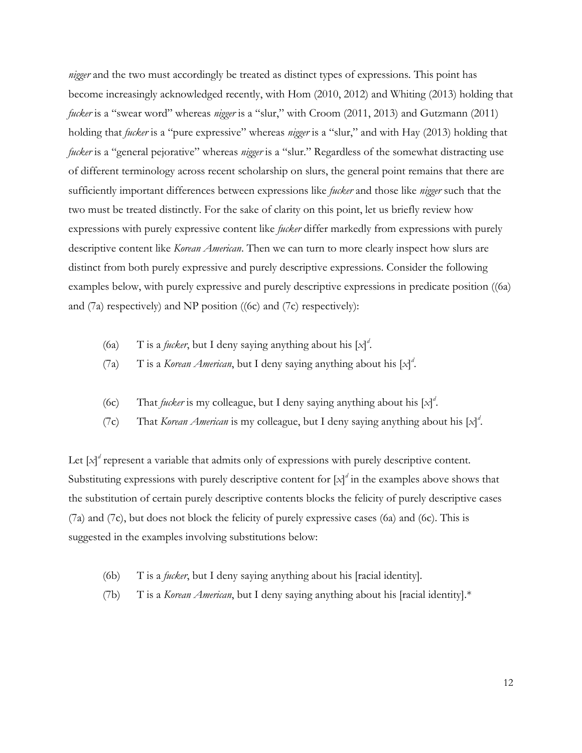*nigger* and the two must accordingly be treated as distinct types of expressions. This point has become increasingly acknowledged recently, with Hom (2010, 2012) and Whiting (2013) holding that *fucker* is a "swear word" whereas *nigger* is a "slur," with Croom (2011, 2013) and Gutzmann (2011) holding that *fucker* is a "pure expressive" whereas *nigger* is a "slur," and with Hay (2013) holding that *fucker* is a "general pejorative" whereas *nigger* is a "slur." Regardless of the somewhat distracting use of different terminology across recent scholarship on slurs, the general point remains that there are sufficiently important differences between expressions like *fucker* and those like *nigger* such that the two must be treated distinctly. For the sake of clarity on this point, let us briefly review how expressions with purely expressive content like *fucker* differ markedly from expressions with purely descriptive content like *Korean American*. Then we can turn to more clearly inspect how slurs are distinct from both purely expressive and purely descriptive expressions. Consider the following examples below, with purely expressive and purely descriptive expressions in predicate position ((6a) and (7a) respectively) and NP position ((6c) and (7c) respectively):

(6a) T is a *fucker*, but I deny saying anything about his $[x]^d$.

(7a) T is a *Korean American*, but I deny saying anything about his $[x]^d$.

(6c) That *fucker* is my colleague, but I deny saying anything about his $[x]^d$.

(7c) That *Korean American* is my colleague, but I deny saying anything about his $[x]^d$.

Let $[x]^d$ represent a variable that admits only of expressions with purely descriptive content. Substituting expressions with purely descriptive content for $[x]^d$ in the examples above shows that the substitution of certain purely descriptive contents blocks the felicity of purely descriptive cases (7a) and (7c), but does not block the felicity of purely expressive cases (6a) and (6c). This is suggested in the examples involving substitutions below:

(6b) T is a *fucker*, but I deny saying anything about his [racial identity].

(7b) T is a *Korean American*, but I deny saying anything about his [racial identity].*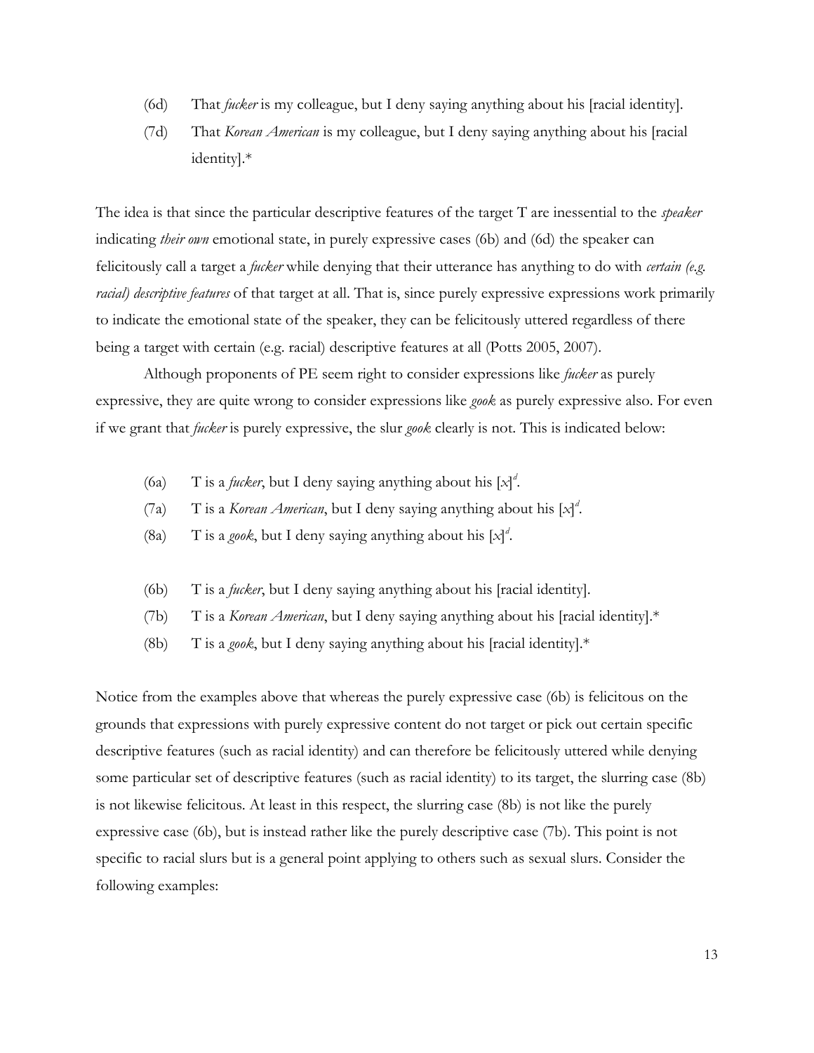(6d) That *fucker* is my colleague, but I deny saying anything about his [racial identity].

(7d) That *Korean American* is my colleague, but I deny saying anything about his [racial identity].*

The idea is that since the particular descriptive features of the target T are inessential to the *speaker* indicating *their own* emotional state, in purely expressive cases (6b) and (6d) the speaker can felicitously call a target a *fucker* while denying that their utterance has anything to do with *certain (e.g. racial) descriptive features* of that target at all. That is, since purely expressive expressions work primarily to indicate the emotional state of the speaker, they can be felicitously uttered regardless of there being a target with certain (e.g. racial) descriptive features at all (Potts 2005, 2007).

Although proponents of PE seem right to consider expressions like *fucker* as purely expressive, they are quite wrong to consider expressions like *gook* as purely expressive also. For even if we grant that *fucker* is purely expressive, the slur *gook* clearly is not. This is indicated below:

(6a) T is a *fucker*, but I deny saying anything about his $[x]^d$.

(7a) T is a *Korean American*, but I deny saying anything about his $[x]^d$.

(8a) T is a *gook*, but I deny saying anything about his $[x]^d$.

(6b) T is a *fucker*, but I deny saying anything about his [racial identity].

(7b) T is a *Korean American*, but I deny saying anything about his [racial identity].*

(8b) T is a *gook*, but I deny saying anything about his [racial identity].*

Notice from the examples above that whereas the purely expressive case (6b) is felicitous on the grounds that expressions with purely expressive content do not target or pick out certain specific descriptive features (such as racial identity) and can therefore be felicitously uttered while denying some particular set of descriptive features (such as racial identity) to its target, the slurring case (8b) is not likewise felicitous. At least in this respect, the slurring case (8b) is not like the purely expressive case (6b), but is instead rather like the purely descriptive case (7b). This point is not specific to racial slurs but is a general point applying to others such as sexual slurs. Consider the following examples: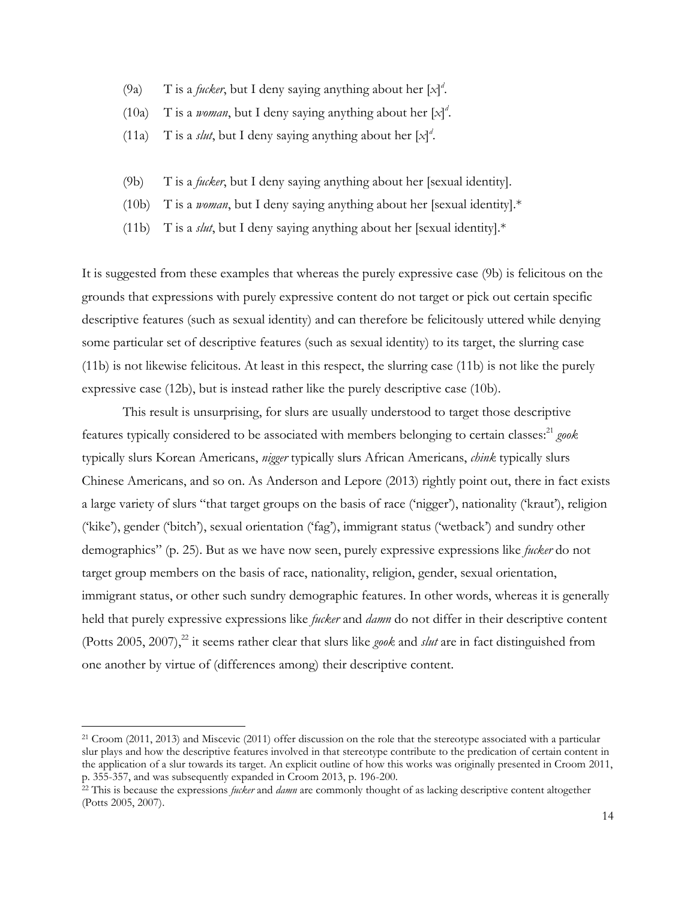(9a) T is a *fucker*, but I deny saying anything about her $[x]^d$.

(10a) T is a *woman*, but I deny saying anything about her $[x]^d$.

(11a) T is a *slut*, but I deny saying anything about her $[x]^d$.

(9b) T is a *fucker*, but I deny saying anything about her [sexual identity].

(10b) T is a *woman*, but I deny saying anything about her [sexual identity].*

(11b) T is a *slut*, but I deny saying anything about her [sexual identity].*

It is suggested from these examples that whereas the purely expressive case (9b) is felicitous on the grounds that expressions with purely expressive content do not target or pick out certain specific descriptive features (such as sexual identity) and can therefore be felicitously uttered while denying some particular set of descriptive features (such as sexual identity) to its target, the slurring case (11b) is not likewise felicitous. At least in this respect, the slurring case (11b) is not like the purely expressive case (12b), but is instead rather like the purely descriptive case (10b).

This result is unsurprising, for slurs are usually understood to target those descriptive features typically considered to be associated with members belonging to certain classes:[21] *gook* typically slurs Korean Americans, *nigger* typically slurs African Americans, *chink* typically slurs Chinese Americans, and so on. As Anderson and Lepore (2013) rightly point out, there in fact exists a large variety of slurs "that target groups on the basis of race ('nigger'), nationality ('kraut'), religion ('kike'), gender ('bitch'), sexual orientation ('fag'), immigrant status ('wetback') and sundry other demographics" (p. 25). But as we have now seen, purely expressive expressions like *fucker* do not target group members on the basis of race, nationality, religion, gender, sexual orientation, immigrant status, or other such sundry demographic features. In other words, whereas it is generally held that purely expressive expressions like *fucker* and *damn* do not differ in their descriptive content (Potts 2005, 2007),[22] it seems rather clear that slurs like *gook* and *slut* are in fact distinguished from one another by virtue of (differences among) their descriptive content.

---

[21] Croom (2011, 2013) and Miscevic (2011) offer discussion on the role that the stereotype associated with a particular slur plays and how the descriptive features involved in that stereotype contribute to the predication of certain content in the application of a slur towards its target. An explicit outline of how this works was originally presented in Croom 2011, p. 355-357, and was subsequently expanded in Croom 2013, p. 196-200.

[22] This is because the expressions *fucker* and *damn* are commonly thought of as lacking descriptive content altogether (Potts 2005, 2007).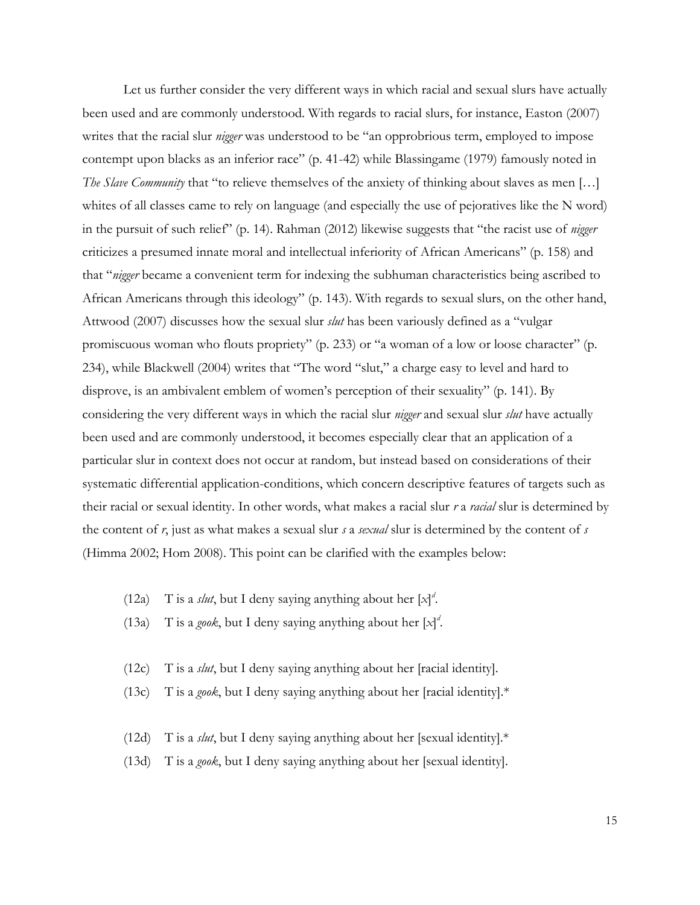Let us further consider the very different ways in which racial and sexual slurs have actually been used and are commonly understood. With regards to racial slurs, for instance, Easton (2007) writes that the racial slur *nigger* was understood to be "an opprobrious term, employed to impose contempt upon blacks as an inferior race" (p. 41-42) while Blassingame (1979) famously noted in *The Slave Community* that "to relieve themselves of the anxiety of thinking about slaves as men […] whites of all classes came to rely on language (and especially the use of pejoratives like the N word) in the pursuit of such relief" (p. 14). Rahman (2012) likewise suggests that "the racist use of *nigger* criticizes a presumed innate moral and intellectual inferiority of African Americans" (p. 158) and that "*nigger* became a convenient term for indexing the subhuman characteristics being ascribed to African Americans through this ideology" (p. 143). With regards to sexual slurs, on the other hand, Attwood (2007) discusses how the sexual slur *slut* has been variously defined as a "vulgar promiscuous woman who flouts propriety" (p. 233) or "a woman of a low or loose character" (p. 234), while Blackwell (2004) writes that "The word "slut," a charge easy to level and hard to disprove, is an ambivalent emblem of women's perception of their sexuality" (p. 141). By considering the very different ways in which the racial slur *nigger* and sexual slur *slut* have actually been used and are commonly understood, it becomes especially clear that an application of a particular slur in context does not occur at random, but instead based on considerations of their systematic differential application-conditions, which concern descriptive features of targets such as their racial or sexual identity. In other words, what makes a racial slur *r* a *racial* slur is determined by the content of *r*, just as what makes a sexual slur *s* a *sexual* slur is determined by the content of *s* (Himma 2002; Hom 2008). This point can be clarified with the examples below:

(12a) T is a *slut*, but I deny saying anything about her $[x]^d$.

(13a) T is a *gook*, but I deny saying anything about her $[x]^d$.

(12c) T is a *slut*, but I deny saying anything about her [racial identity].

(13c) T is a *gook*, but I deny saying anything about her [racial identity].*

(12d) T is a *slut*, but I deny saying anything about her [sexual identity].*

(13d) T is a *gook*, but I deny saying anything about her [sexual identity].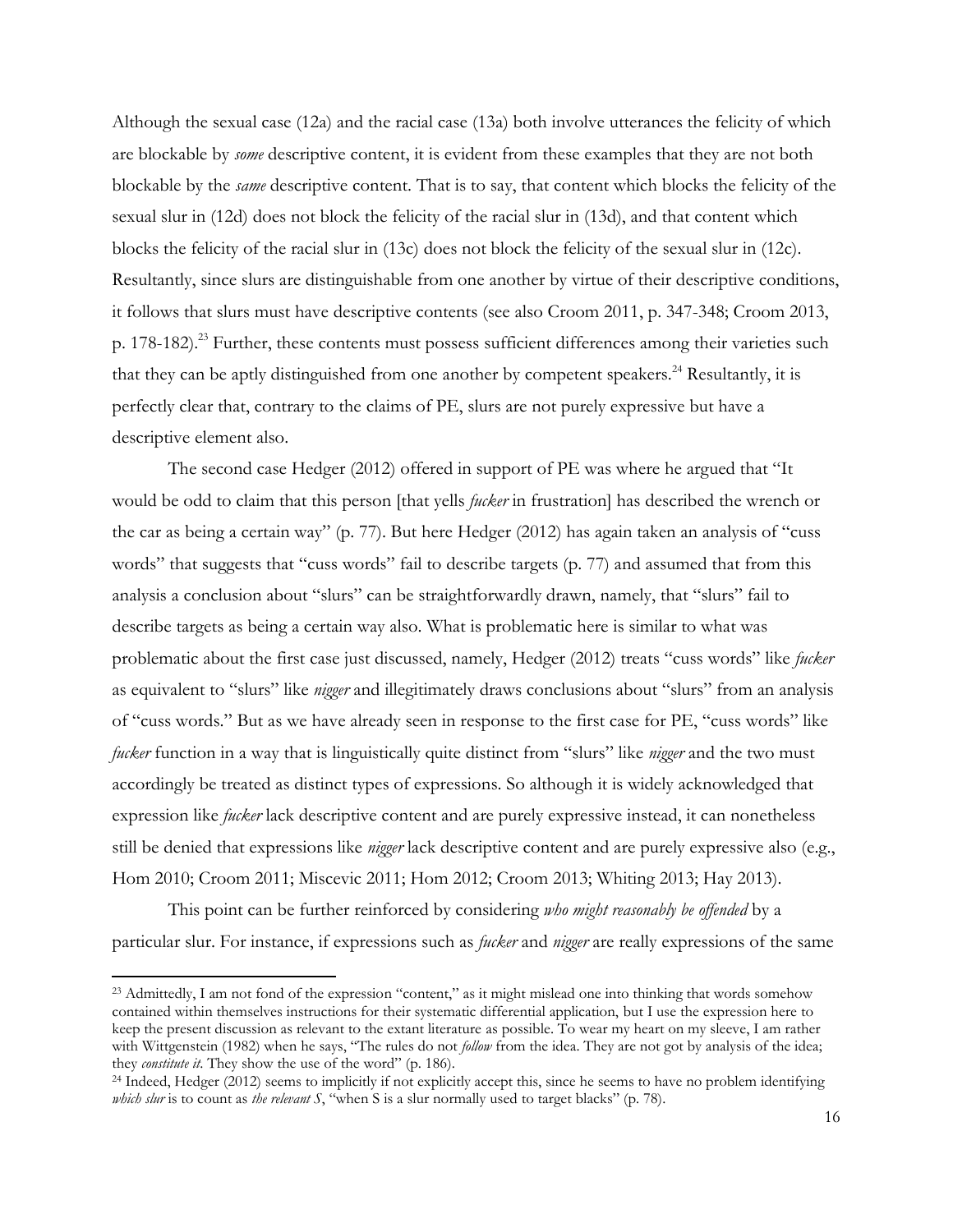Although the sexual case (12a) and the racial case (13a) both involve utterances the felicity of which are blockable by *some* descriptive content, it is evident from these examples that they are not both blockable by the *same* descriptive content. That is to say, that content which blocks the felicity of the sexual slur in (12d) does not block the felicity of the racial slur in (13d), and that content which blocks the felicity of the racial slur in (13c) does not block the felicity of the sexual slur in (12c). Resultantly, since slurs are distinguishable from one another by virtue of their descriptive conditions, it follows that slurs must have descriptive contents (see also Croom 2011, p. 347-348; Croom 2013, p. 178-182).[23] Further, these contents must possess sufficient differences among their varieties such that they can be aptly distinguished from one another by competent speakers.[24] Resultantly, it is perfectly clear that, contrary to the claims of PE, slurs are not purely expressive but have a descriptive element also.

The second case Hedger (2012) offered in support of PE was where he argued that "It would be odd to claim that this person [that yells *fucker* in frustration] has described the wrench or the car as being a certain way" (p. 77). But here Hedger (2012) has again taken an analysis of "cuss words" that suggests that "cuss words" fail to describe targets (p. 77) and assumed that from this analysis a conclusion about "slurs" can be straightforwardly drawn, namely, that "slurs" fail to describe targets as being a certain way also. What is problematic here is similar to what was problematic about the first case just discussed, namely, Hedger (2012) treats "cuss words" like *fucker* as equivalent to "slurs" like *nigger* and illegitimately draws conclusions about "slurs" from an analysis of "cuss words." But as we have already seen in response to the first case for PE, "cuss words" like *fucker* function in a way that is linguistically quite distinct from "slurs" like *nigger* and the two must accordingly be treated as distinct types of expressions. So although it is widely acknowledged that expression like *fucker* lack descriptive content and are purely expressive instead, it can nonetheless still be denied that expressions like *nigger* lack descriptive content and are purely expressive also (e.g., Hom 2010; Croom 2011; Miscevic 2011; Hom 2012; Croom 2013; Whiting 2013; Hay 2013).

This point can be further reinforced by considering *who might reasonably be offended* by a particular slur. For instance, if expressions such as *fucker* and *nigger* are really expressions of the same

---

[23] Admittedly, I am not fond of the expression "content," as it might mislead one into thinking that words somehow contained within themselves instructions for their systematic differential application, but I use the expression here to keep the present discussion as relevant to the extant literature as possible. To wear my heart on my sleeve, I am rather with Wittgenstein (1982) when he says, "The rules do not *follow* from the idea. They are not got by analysis of the idea; they *constitute it*. They show the use of the word" (p. 186).

[24] Indeed, Hedger (2012) seems to implicitly if not explicitly accept this, since he seems to have no problem identifying *which slur* is to count as *the relevant S*, "when S is a slur normally used to target blacks" (p. 78).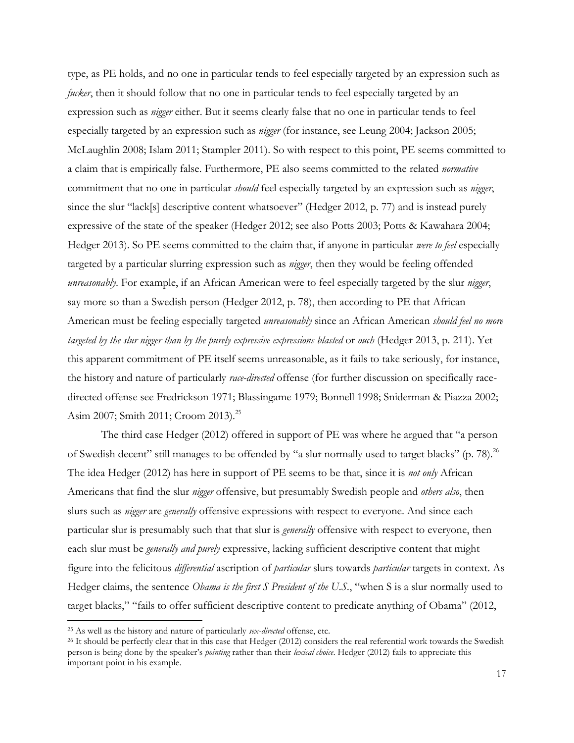type, as PE holds, and no one in particular tends to feel especially targeted by an expression such as *fucker*, then it should follow that no one in particular tends to feel especially targeted by an expression such as *nigger* either. But it seems clearly false that no one in particular tends to feel especially targeted by an expression such as *nigger* (for instance, see Leung 2004; Jackson 2005; McLaughlin 2008; Islam 2011; Stampler 2011). So with respect to this point, PE seems committed to a claim that is empirically false. Furthermore, PE also seems committed to the related *normative* commitment that no one in particular *should* feel especially targeted by an expression such as *nigger*, since the slur "lack[s] descriptive content whatsoever" (Hedger 2012, p. 77) and is instead purely expressive of the state of the speaker (Hedger 2012; see also Potts 2003; Potts & Kawahara 2004; Hedger 2013). So PE seems committed to the claim that, if anyone in particular *were to feel* especially targeted by a particular slurring expression such as *nigger*, then they would be feeling offended *unreasonably*. For example, if an African American were to feel especially targeted by the slur *nigger*, say more so than a Swedish person (Hedger 2012, p. 78), then according to PE that African American must be feeling especially targeted *unreasonably* since an African American *should feel no more targeted by the slur nigger than by the purely expressive expressions blasted* or *ouch* (Hedger 2013, p. 211). Yet this apparent commitment of PE itself seems unreasonable, as it fails to take seriously, for instance, the history and nature of particularly *race-directed* offense (for further discussion on specifically race-directed offense see Fredrickson 1971; Blassingame 1979; Bonnell 1998; Sniderman & Piazza 2002; Asim 2007; Smith 2011; Croom 2013).[25]

The third case Hedger (2012) offered in support of PE was where he argued that "a person of Swedish decent" still manages to be offended by "a slur normally used to target blacks" (p. 78).[26] The idea Hedger (2012) has here in support of PE seems to be that, since it is *not only* African Americans that find the slur *nigger* offensive, but presumably Swedish people and *others also*, then slurs such as *nigger* are *generally* offensive expressions with respect to everyone. And since each particular slur is presumably such that that slur is *generally* offensive with respect to everyone, then each slur must be *generally and purely* expressive, lacking sufficient descriptive content that might figure into the felicitous *differential* ascription of *particular* slurs towards *particular* targets in context. As Hedger claims, the sentence *Obama is the first S President of the U.S.*, "when S is a slur normally used to target blacks," "fails to offer sufficient descriptive content to predicate anything of Obama" (2012,

---

[25] As well as the history and nature of particularly *sex-directed* offense, etc.

[26] It should be perfectly clear that in this case that Hedger (2012) considers the real referential work towards the Swedish person is being done by the speaker's *pointing* rather than their *lexical choice*. Hedger (2012) fails to appreciate this important point in his example.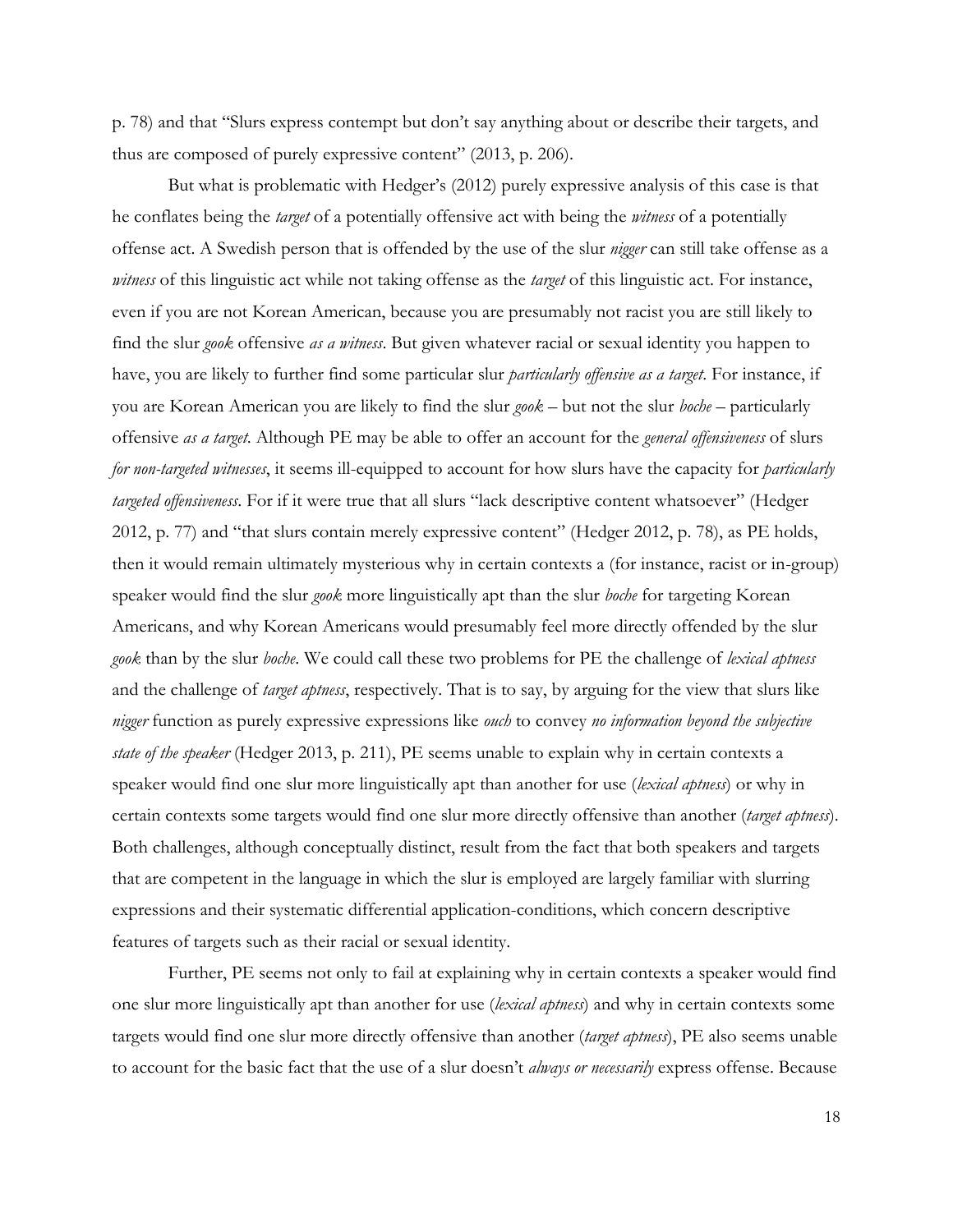p. 78) and that "Slurs express contempt but don't say anything about or describe their targets, and thus are composed of purely expressive content" (2013, p. 206).

But what is problematic with Hedger's (2012) purely expressive analysis of this case is that he conflates being the *target* of a potentially offensive act with being the *witness* of a potentially offense act. A Swedish person that is offended by the use of the slur *nigger* can still take offense as a *witness* of this linguistic act while not taking offense as the *target* of this linguistic act. For instance, even if you are not Korean American, because you are presumably not racist you are still likely to find the slur *gook* offensive *as a witness*. But given whatever racial or sexual identity you happen to have, you are likely to further find some particular slur *particularly offensive as a target*. For instance, if you are Korean American you are likely to find the slur *gook* – but not the slur *boche* – particularly offensive *as a target*. Although PE may be able to offer an account for the *general offensiveness* of slurs *for non-targeted witnesses*, it seems ill-equipped to account for how slurs have the capacity for *particularly targeted offensiveness*. For if it were true that all slurs "lack descriptive content whatsoever" (Hedger 2012, p. 77) and "that slurs contain merely expressive content" (Hedger 2012, p. 78), as PE holds, then it would remain ultimately mysterious why in certain contexts a (for instance, racist or in-group) speaker would find the slur *gook* more linguistically apt than the slur *boche* for targeting Korean Americans, and why Korean Americans would presumably feel more directly offended by the slur *gook* than by the slur *boche*. We could call these two problems for PE the challenge of *lexical aptness* and the challenge of *target aptness*, respectively. That is to say, by arguing for the view that slurs like *nigger* function as purely expressive expressions like *ouch* to convey *no information beyond the subjective state of the speaker* (Hedger 2013, p. 211), PE seems unable to explain why in certain contexts a speaker would find one slur more linguistically apt than another for use (*lexical aptness*) or why in certain contexts some targets would find one slur more directly offensive than another (*target aptness*). Both challenges, although conceptually distinct, result from the fact that both speakers and targets that are competent in the language in which the slur is employed are largely familiar with slurring expressions and their systematic differential application-conditions, which concern descriptive features of targets such as their racial or sexual identity.

Further, PE seems not only to fail at explaining why in certain contexts a speaker would find one slur more linguistically apt than another for use (*lexical aptness*) and why in certain contexts some targets would find one slur more directly offensive than another (*target aptness*), PE also seems unable to account for the basic fact that the use of a slur doesn't *always or necessarily* express offense. Because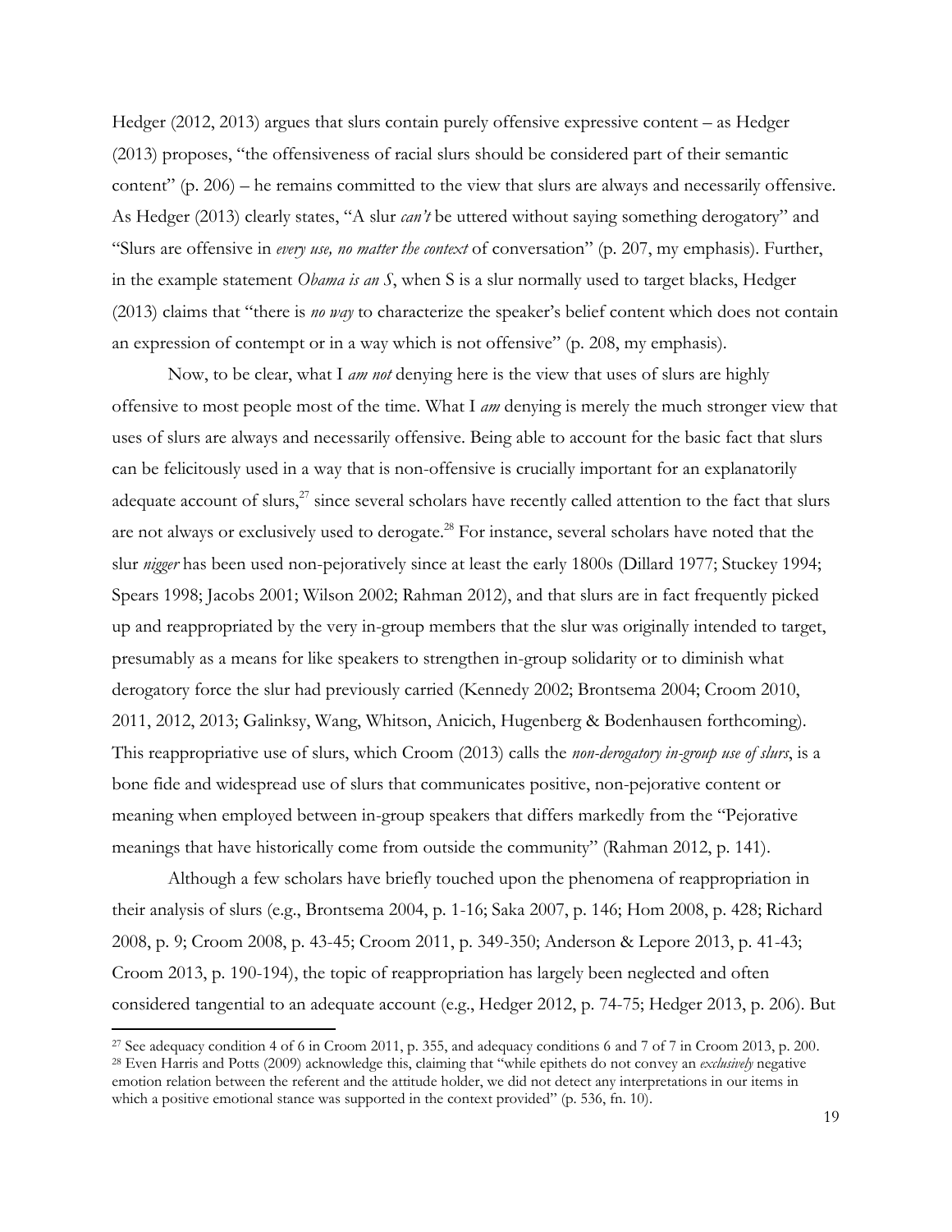Hedger (2012, 2013) argues that slurs contain purely offensive expressive content – as Hedger (2013) proposes, "the offensiveness of racial slurs should be considered part of their semantic content" (p. 206) – he remains committed to the view that slurs are always and necessarily offensive. As Hedger (2013) clearly states, "A slur *can't* be uttered without saying something derogatory" and "Slurs are offensive in *every use, no matter the context* of conversation" (p. 207, my emphasis). Further, in the example statement *Obama is an S*, when S is a slur normally used to target blacks, Hedger (2013) claims that "there is *no way* to characterize the speaker's belief content which does not contain an expression of contempt or in a way which is not offensive" (p. 208, my emphasis).

Now, to be clear, what I *am not* denying here is the view that uses of slurs are highly offensive to most people most of the time. What I *am* denying is merely the much stronger view that uses of slurs are always and necessarily offensive. Being able to account for the basic fact that slurs can be felicitously used in a way that is non-offensive is crucially important for an explanatorily adequate account of slurs,[27] since several scholars have recently called attention to the fact that slurs are not always or exclusively used to derogate.[28] For instance, several scholars have noted that the slur *nigger* has been used non-pejoratively since at least the early 1800s (Dillard 1977; Stuckey 1994; Spears 1998; Jacobs 2001; Wilson 2002; Rahman 2012), and that slurs are in fact frequently picked up and reappropriated by the very in-group members that the slur was originally intended to target, presumably as a means for like speakers to strengthen in-group solidarity or to diminish what derogatory force the slur had previously carried (Kennedy 2002; Brontsema 2004; Croom 2010, 2011, 2012, 2013; Galinksy, Wang, Whitson, Anicich, Hugenberg & Bodenhausen forthcoming). This reappropriative use of slurs, which Croom (2013) calls the *non-derogatory in-group use of slurs*, is a bone fide and widespread use of slurs that communicates positive, non-pejorative content or meaning when employed between in-group speakers that differs markedly from the "Pejorative meanings that have historically come from outside the community" (Rahman 2012, p. 141).

Although a few scholars have briefly touched upon the phenomena of reappropriation in their analysis of slurs (e.g., Brontsema 2004, p. 1-16; Saka 2007, p. 146; Hom 2008, p. 428; Richard 2008, p. 9; Croom 2008, p. 43-45; Croom 2011, p. 349-350; Anderson & Lepore 2013, p. 41-43; Croom 2013, p. 190-194), the topic of reappropriation has largely been neglected and often considered tangential to an adequate account (e.g., Hedger 2012, p. 74-75; Hedger 2013, p. 206). But

---

[27] See adequacy condition 4 of 6 in Croom 2011, p. 355, and adequacy conditions 6 and 7 of 7 in Croom 2013, p. 200.

[28] Even Harris and Potts (2009) acknowledge this, claiming that "while epithets do not convey an *exclusively* negative emotion relation between the referent and the attitude holder, we did not detect any interpretations in our items in which a positive emotional stance was supported in the context provided" (p. 536, fn. 10).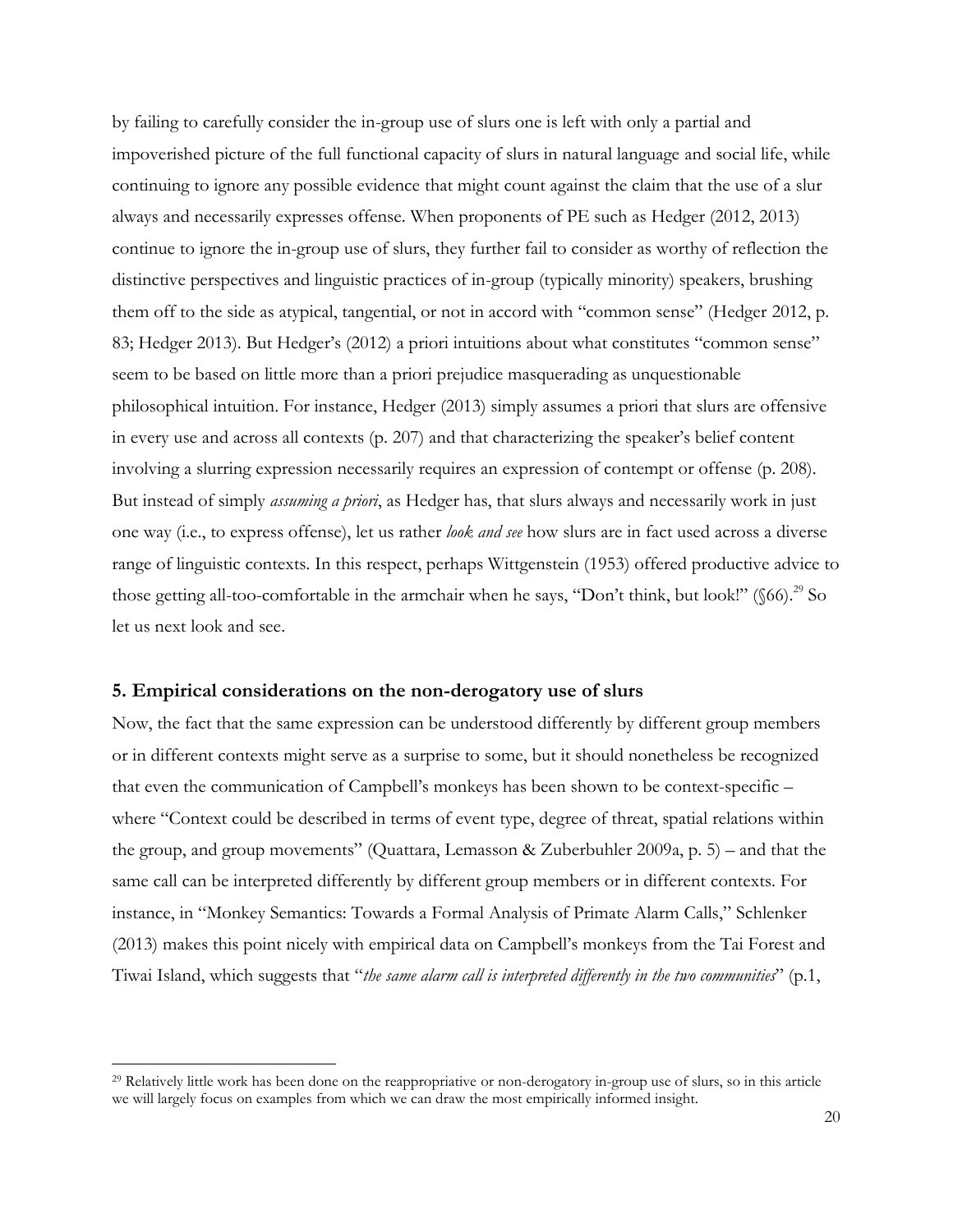by failing to carefully consider the in-group use of slurs one is left with only a partial and impoverished picture of the full functional capacity of slurs in natural language and social life, while continuing to ignore any possible evidence that might count against the claim that the use of a slur always and necessarily expresses offense. When proponents of PE such as Hedger (2012, 2013) continue to ignore the in-group use of slurs, they further fail to consider as worthy of reflection the distinctive perspectives and linguistic practices of in-group (typically minority) speakers, brushing them off to the side as atypical, tangential, or not in accord with "common sense" (Hedger 2012, p. 83; Hedger 2013). But Hedger's (2012) a priori intuitions about what constitutes "common sense" seem to be based on little more than a priori prejudice masquerading as unquestionable philosophical intuition. For instance, Hedger (2013) simply assumes a priori that slurs are offensive in every use and across all contexts (p. 207) and that characterizing the speaker's belief content involving a slurring expression necessarily requires an expression of contempt or offense (p. 208). But instead of simply *assuming a priori*, as Hedger has, that slurs always and necessarily work in just one way (i.e., to express offense), let us rather *look and see* how slurs are in fact used across a diverse range of linguistic contexts. In this respect, perhaps Wittgenstein (1953) offered productive advice to those getting all-too-comfortable in the armchair when he says, "Don't think, but look!" (§66).[29] So let us next look and see.

## 5. Empirical considerations on the non-derogatory use of slurs

Now, the fact that the same expression can be understood differently by different group members or in different contexts might serve as a surprise to some, but it should nonetheless be recognized that even the communication of Campbell's monkeys has been shown to be context-specific – where "Context could be described in terms of event type, degree of threat, spatial relations within the group, and group movements" (Quattara, Lemasson & Zuberbuhler 2009a, p. 5) – and that the same call can be interpreted differently by different group members or in different contexts. For instance, in "Monkey Semantics: Towards a Formal Analysis of Primate Alarm Calls," Schlenker (2013) makes this point nicely with empirical data on Campbell's monkeys from the Tai Forest and Tiwai Island, which suggests that "*the same alarm call is interpreted differently in the two communities*" (p.1,

[29] Relatively little work has been done on the reappropriative or non-derogatory in-group use of slurs, so in this article we will largely focus on examples from which we can draw the most empirically informed insight.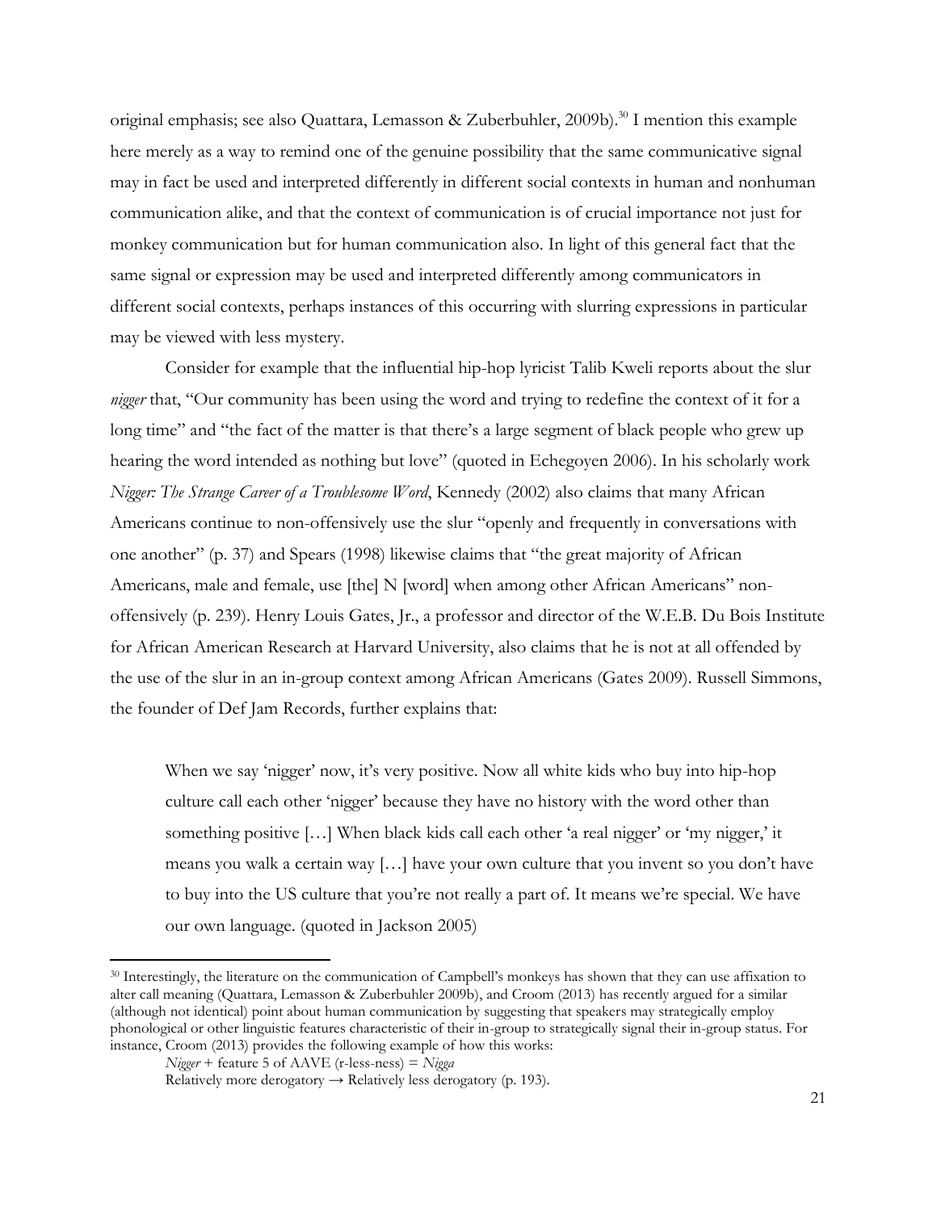original emphasis; see also Quattara, Lemasson & Zuberbuhler, 2009b).[30] I mention this example here merely as a way to remind one of the genuine possibility that the same communicative signal may in fact be used and interpreted differently in different social contexts in human and nonhuman communication alike, and that the context of communication is of crucial importance not just for monkey communication but for human communication also. In light of this general fact that the same signal or expression may be used and interpreted differently among communicators in different social contexts, perhaps instances of this occurring with slurring expressions in particular may be viewed with less mystery.

Consider for example that the influential hip-hop lyricist Talib Kweli reports about the slur *nigger* that, "Our community has been using the word and trying to redefine the context of it for a long time" and "the fact of the matter is that there's a large segment of black people who grew up hearing the word intended as nothing but love" (quoted in Echegoyen 2006). In his scholarly work *Nigger: The Strange Career of a Troublesome Word*, Kennedy (2002) also claims that many African Americans continue to non-offensively use the slur "openly and frequently in conversations with one another" (p. 37) and Spears (1998) likewise claims that "the great majority of African Americans, male and female, use [the] N [word] when among other African Americans" non-offensively (p. 239). Henry Louis Gates, Jr., a professor and director of the W.E.B. Du Bois Institute for African American Research at Harvard University, also claims that he is not at all offended by the use of the slur in an in-group context among African Americans (Gates 2009). Russell Simmons, the founder of Def Jam Records, further explains that:

> When we say 'nigger' now, it's very positive. Now all white kids who buy into hip-hop culture call each other 'nigger' because they have no history with the word other than something positive […] When black kids call each other 'a real nigger' or 'my nigger,' it means you walk a certain way […] have your own culture that you invent so you don't have to buy into the US culture that you're not really a part of. It means we're special. We have our own language. (quoted in Jackson 2005)

---

[30] Interestingly, the literature on the communication of Campbell's monkeys has shown that they can use affixation to alter call meaning (Quattara, Lemasson & Zuberbuhler 2009b), and Croom (2013) has recently argued for a similar (although not identical) point about human communication by suggesting that speakers may strategically employ phonological or other linguistic features characteristic of their in-group to strategically signal their in-group status. For instance, Croom (2013) provides the following example of how this works:

*Nigger* + feature 5 of AAVE (r-less-ness) = *Nigga*

Relatively more derogatory → Relatively less derogatory (p. 193).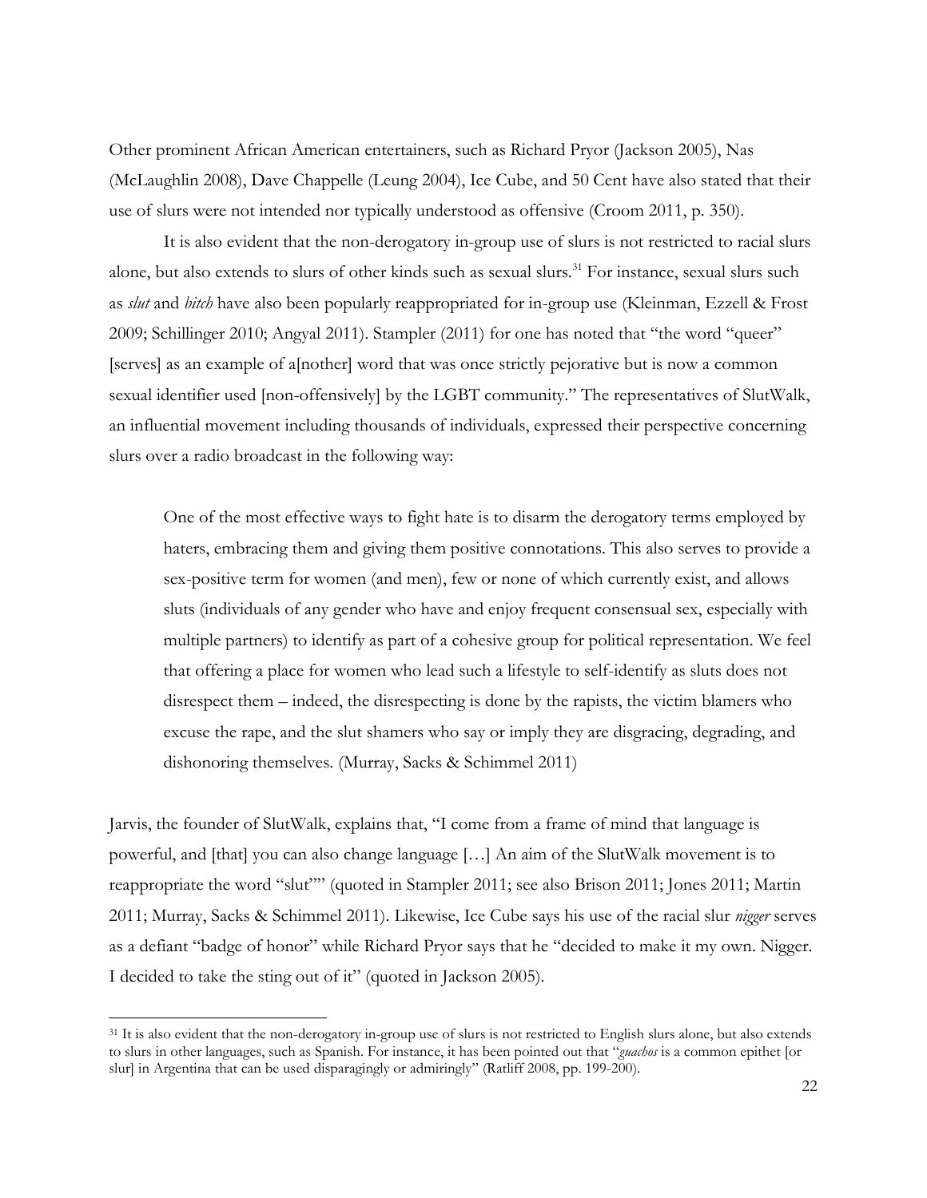Other prominent African American entertainers, such as Richard Pryor (Jackson 2005), Nas (McLaughlin 2008), Dave Chappelle (Leung 2004), Ice Cube, and 50 Cent have also stated that their use of slurs were not intended nor typically understood as offensive (Croom 2011, p. 350).

It is also evident that the non-derogatory in-group use of slurs is not restricted to racial slurs alone, but also extends to slurs of other kinds such as sexual slurs.[31] For instance, sexual slurs such as *slut* and *bitch* have also been popularly reappropriated for in-group use (Kleinman, Ezzell & Frost 2009; Schillinger 2010; Angyal 2011). Stampler (2011) for one has noted that "the word "queer" [serves] as an example of a[nother] word that was once strictly pejorative but is now a common sexual identifier used [non-offensively] by the LGBT community." The representatives of SlutWalk, an influential movement including thousands of individuals, expressed their perspective concerning slurs over a radio broadcast in the following way:

> One of the most effective ways to fight hate is to disarm the derogatory terms employed by haters, embracing them and giving them positive connotations. This also serves to provide a sex-positive term for women (and men), few or none of which currently exist, and allows sluts (individuals of any gender who have and enjoy frequent consensual sex, especially with multiple partners) to identify as part of a cohesive group for political representation. We feel that offering a place for women who lead such a lifestyle to self-identify as sluts does not disrespect them – indeed, the disrespecting is done by the rapists, the victim blamers who excuse the rape, and the slut shamers who say or imply they are disgracing, degrading, and dishonoring themselves. (Murray, Sacks & Schimmel 2011)

Jarvis, the founder of SlutWalk, explains that, "I come from a frame of mind that language is powerful, and [that] you can also change language […] An aim of the SlutWalk movement is to reappropriate the word "slut"" (quoted in Stampler 2011; see also Brison 2011; Jones 2011; Martin 2011; Murray, Sacks & Schimmel 2011). Likewise, Ice Cube says his use of the racial slur *nigger* serves as a defiant "badge of honor" while Richard Pryor says that he "decided to make it my own. Nigger. I decided to take the sting out of it" (quoted in Jackson 2005).

[31] It is also evident that the non-derogatory in-group use of slurs is not restricted to English slurs alone, but also extends to slurs in other languages, such as Spanish. For instance, it has been pointed out that "*guachos* is a common epithet [or slur] in Argentina that can be used disparagingly or admiringly" (Ratliff 2008, pp. 199-200).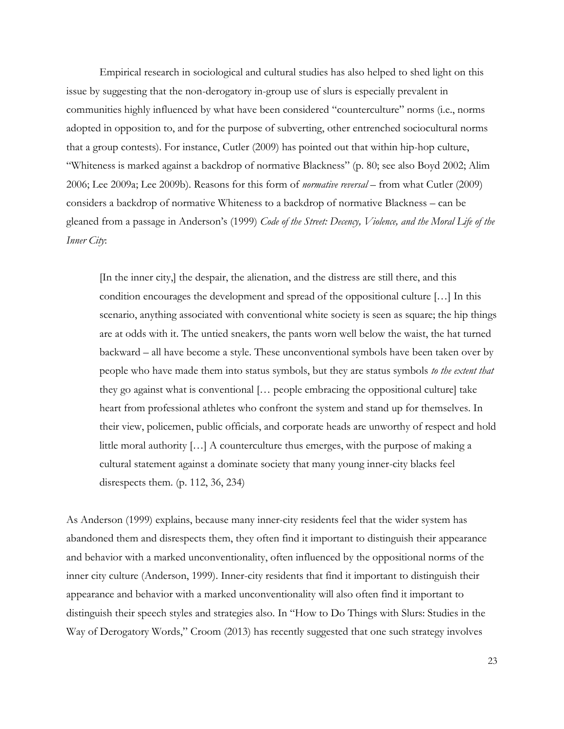Empirical research in sociological and cultural studies has also helped to shed light on this issue by suggesting that the non-derogatory in-group use of slurs is especially prevalent in communities highly influenced by what have been considered "counterculture" norms (i.e., norms adopted in opposition to, and for the purpose of subverting, other entrenched sociocultural norms that a group contests). For instance, Cutler (2009) has pointed out that within hip-hop culture, "Whiteness is marked against a backdrop of normative Blackness" (p. 80; see also Boyd 2002; Alim 2006; Lee 2009a; Lee 2009b). Reasons for this form of *normative reversal* – from what Cutler (2009) considers a backdrop of normative Whiteness to a backdrop of normative Blackness – can be gleaned from a passage in Anderson's (1999) *Code of the Street: Decency, Violence, and the Moral Life of the Inner City*:

> [In the inner city,] the despair, the alienation, and the distress are still there, and this condition encourages the development and spread of the oppositional culture […] In this scenario, anything associated with conventional white society is seen as square; the hip things are at odds with it. The untied sneakers, the pants worn well below the waist, the hat turned backward – all have become a style. These unconventional symbols have been taken over by people who have made them into status symbols, but they are status symbols *to the extent that* they go against what is conventional [… people embracing the oppositional culture] take heart from professional athletes who confront the system and stand up for themselves. In their view, policemen, public officials, and corporate heads are unworthy of respect and hold little moral authority […] A counterculture thus emerges, with the purpose of making a cultural statement against a dominate society that many young inner-city blacks feel disrespects them. (p. 112, 36, 234)

As Anderson (1999) explains, because many inner-city residents feel that the wider system has abandoned them and disrespects them, they often find it important to distinguish their appearance and behavior with a marked unconventionality, often influenced by the oppositional norms of the inner city culture (Anderson, 1999). Inner-city residents that find it important to distinguish their appearance and behavior with a marked unconventionality will also often find it important to distinguish their speech styles and strategies also. In "How to Do Things with Slurs: Studies in the Way of Derogatory Words," Croom (2013) has recently suggested that one such strategy involves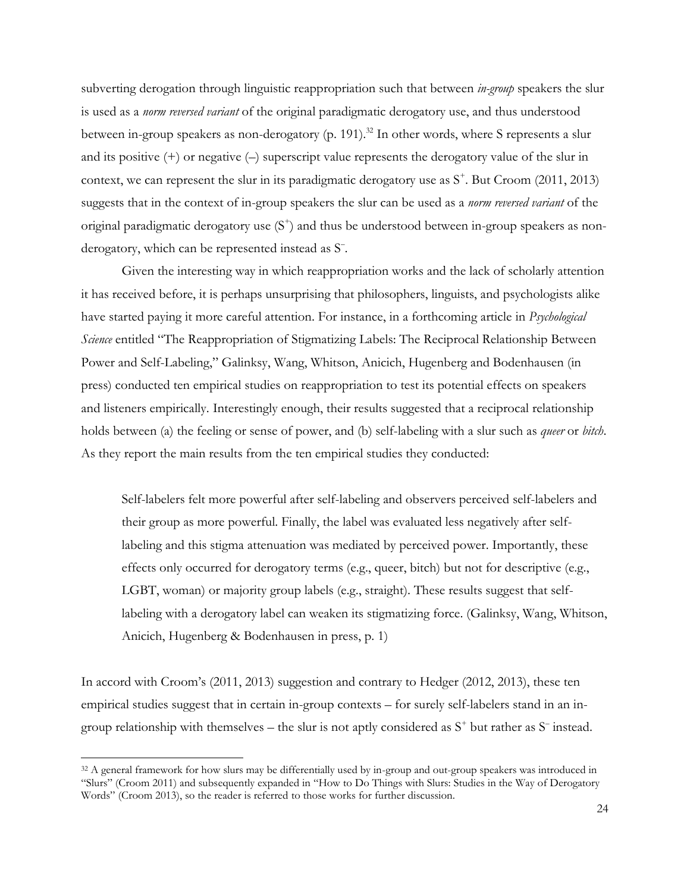subverting derogation through linguistic reappropriation such that between *in-group* speakers the slur is used as a *norm reversed variant* of the original paradigmatic derogatory use, and thus understood between in-group speakers as non-derogatory (p. 191).[32] In other words, where S represents a slur and its positive (+) or negative (–) superscript value represents the derogatory value of the slur in context, we can represent the slur in its paradigmatic derogatory use as $S^+$. But Croom (2011, 2013) suggests that in the context of in-group speakers the slur can be used as a *norm reversed variant* of the original paradigmatic derogatory use ($S^+$) and thus be understood between in-group speakers as non-derogatory, which can be represented instead as $S^-$.

Given the interesting way in which reappropriation works and the lack of scholarly attention it has received before, it is perhaps unsurprising that philosophers, linguists, and psychologists alike have started paying it more careful attention. For instance, in a forthcoming article in *Psychological Science* entitled "The Reappropriation of Stigmatizing Labels: The Reciprocal Relationship Between Power and Self-Labeling," Galinksy, Wang, Whitson, Anicich, Hugenberg and Bodenhausen (in press) conducted ten empirical studies on reappropriation to test its potential effects on speakers and listeners empirically. Interestingly enough, their results suggested that a reciprocal relationship holds between (a) the feeling or sense of power, and (b) self-labeling with a slur such as *queer* or *bitch*. As they report the main results from the ten empirical studies they conducted:

> Self-labelers felt more powerful after self-labeling and observers perceived self-labelers and their group as more powerful. Finally, the label was evaluated less negatively after self-labeling and this stigma attenuation was mediated by perceived power. Importantly, these effects only occurred for derogatory terms (e.g., queer, bitch) but not for descriptive (e.g., LGBT, woman) or majority group labels (e.g., straight). These results suggest that self-labeling with a derogatory label can weaken its stigmatizing force. (Galinksy, Wang, Whitson, Anicich, Hugenberg & Bodenhausen in press, p. 1)

In accord with Croom's (2011, 2013) suggestion and contrary to Hedger (2012, 2013), these ten empirical studies suggest that in certain in-group contexts – for surely self-labelers stand in an in-group relationship with themselves – the slur is not aptly considered as $S^+$ but rather as $S^-$ instead.

[32] A general framework for how slurs may be differentially used by in-group and out-group speakers was introduced in "Slurs" (Croom 2011) and subsequently expanded in "How to Do Things with Slurs: Studies in the Way of Derogatory Words" (Croom 2013), so the reader is referred to those works for further discussion.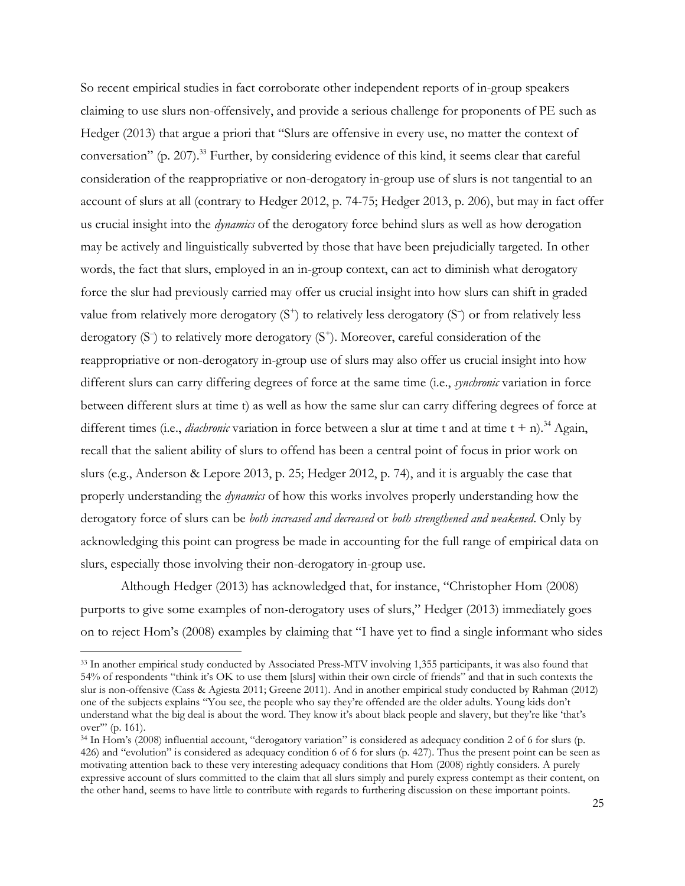So recent empirical studies in fact corroborate other independent reports of in-group speakers claiming to use slurs non-offensively, and provide a serious challenge for proponents of PE such as Hedger (2013) that argue a priori that "Slurs are offensive in every use, no matter the context of conversation" (p. 207).[33] Further, by considering evidence of this kind, it seems clear that careful consideration of the reappropriative or non-derogatory in-group use of slurs is not tangential to an account of slurs at all (contrary to Hedger 2012, p. 74-75; Hedger 2013, p. 206), but may in fact offer us crucial insight into the *dynamics* of the derogatory force behind slurs as well as how derogation may be actively and linguistically subverted by those that have been prejudicially targeted. In other words, the fact that slurs, employed in an in-group context, can act to diminish what derogatory force the slur had previously carried may offer us crucial insight into how slurs can shift in graded value from relatively more derogatory ($S^+$) to relatively less derogatory ($S^-$) or from relatively less derogatory ($S^-$) to relatively more derogatory ($S^+$). Moreover, careful consideration of the reappropriative or non-derogatory in-group use of slurs may also offer us crucial insight into how different slurs can carry differing degrees of force at the same time (i.e., *synchronic* variation in force between different slurs at time t) as well as how the same slur can carry differing degrees of force at different times (i.e., *diachronic* variation in force between a slur at time t and at time t + n).[34] Again, recall that the salient ability of slurs to offend has been a central point of focus in prior work on slurs (e.g., Anderson & Lepore 2013, p. 25; Hedger 2012, p. 74), and it is arguably the case that properly understanding the *dynamics* of how this works involves properly understanding how the derogatory force of slurs can be *both increased and decreased* or *both strengthened and weakened*. Only by acknowledging this point can progress be made in accounting for the full range of empirical data on slurs, especially those involving their non-derogatory in-group use.

Although Hedger (2013) has acknowledged that, for instance, "Christopher Hom (2008) purports to give some examples of non-derogatory uses of slurs," Hedger (2013) immediately goes on to reject Hom's (2008) examples by claiming that "I have yet to find a single informant who sides

[33] In another empirical study conducted by Associated Press-MTV involving 1,355 participants, it was also found that 54% of respondents "think it's OK to use them [slurs] within their own circle of friends" and that in such contexts the slur is non-offensive (Cass & Agiesta 2011; Greene 2011). And in another empirical study conducted by Rahman (2012) one of the subjects explains "You see, the people who say they're offended are the older adults. Young kids don't understand what the big deal is about the word. They know it's about black people and slavery, but they're like 'that's over'" (p. 161).

[34] In Hom's (2008) influential account, "derogatory variation" is considered as adequacy condition 2 of 6 for slurs (p. 426) and "evolution" is considered as adequacy condition 6 of 6 for slurs (p. 427). Thus the present point can be seen as motivating attention back to these very interesting adequacy conditions that Hom (2008) rightly considers. A purely expressive account of slurs committed to the claim that all slurs simply and purely express contempt as their content, on the other hand, seems to have little to contribute with regards to furthering discussion on these important points.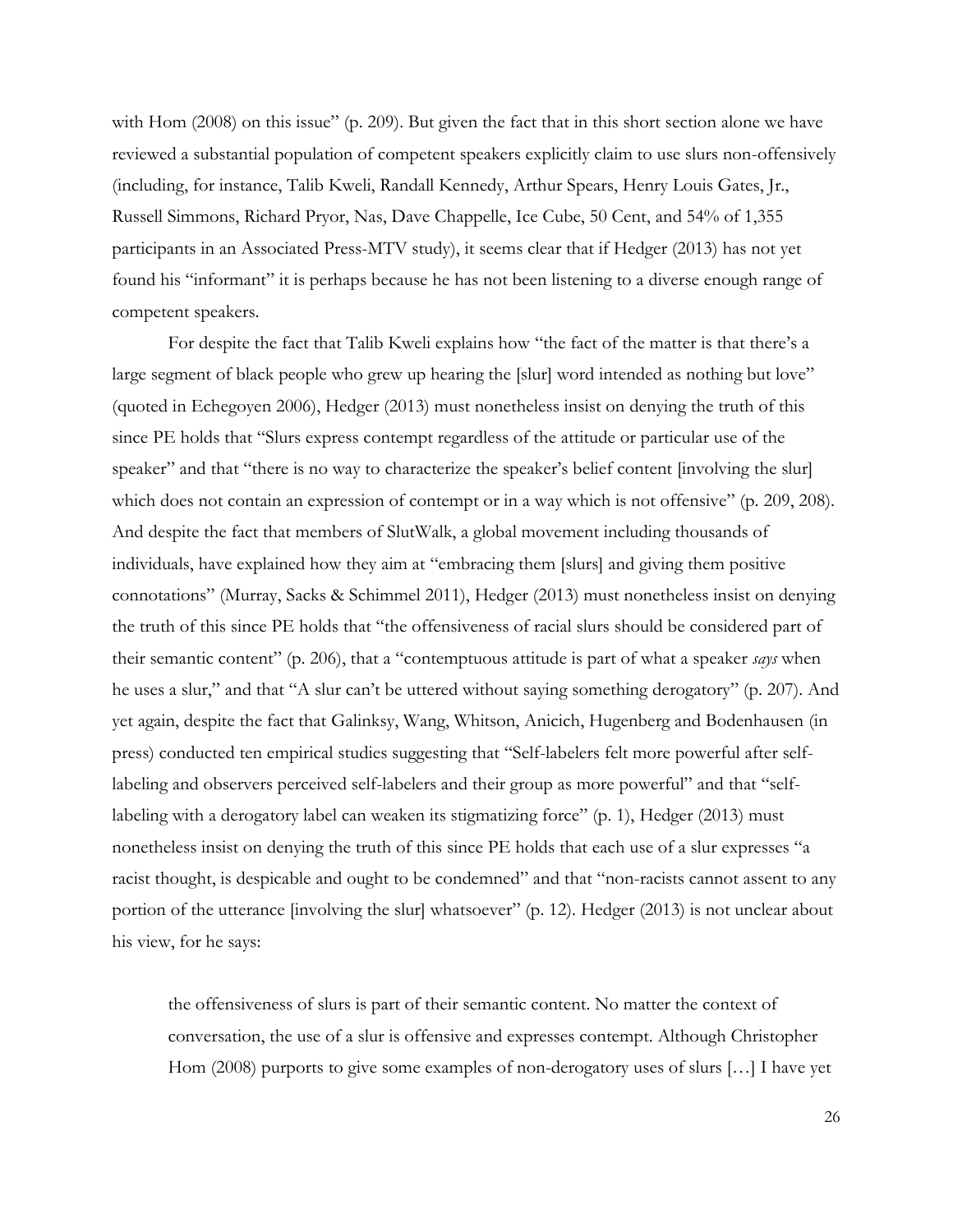with Hom (2008) on this issue" (p. 209). But given the fact that in this short section alone we have reviewed a substantial population of competent speakers explicitly claim to use slurs non-offensively (including, for instance, Talib Kweli, Randall Kennedy, Arthur Spears, Henry Louis Gates, Jr., Russell Simmons, Richard Pryor, Nas, Dave Chappelle, Ice Cube, 50 Cent, and 54% of 1,355 participants in an Associated Press-MTV study), it seems clear that if Hedger (2013) has not yet found his "informant" it is perhaps because he has not been listening to a diverse enough range of competent speakers.

For despite the fact that Talib Kweli explains how "the fact of the matter is that there's a large segment of black people who grew up hearing the [slur] word intended as nothing but love" (quoted in Echegoyen 2006), Hedger (2013) must nonetheless insist on denying the truth of this since PE holds that "Slurs express contempt regardless of the attitude or particular use of the speaker" and that "there is no way to characterize the speaker's belief content [involving the slur] which does not contain an expression of contempt or in a way which is not offensive" (p. 209, 208). And despite the fact that members of SlutWalk, a global movement including thousands of individuals, have explained how they aim at "embracing them [slurs] and giving them positive connotations" (Murray, Sacks & Schimmel 2011), Hedger (2013) must nonetheless insist on denying the truth of this since PE holds that "the offensiveness of racial slurs should be considered part of their semantic content" (p. 206), that a "contemptuous attitude is part of what a speaker *says* when he uses a slur," and that "A slur can't be uttered without saying something derogatory" (p. 207). And yet again, despite the fact that Galinksy, Wang, Whitson, Anicich, Hugenberg and Bodenhausen (in press) conducted ten empirical studies suggesting that "Self-labelers felt more powerful after self-labeling and observers perceived self-labelers and their group as more powerful" and that "self-labeling with a derogatory label can weaken its stigmatizing force" (p. 1), Hedger (2013) must nonetheless insist on denying the truth of this since PE holds that each use of a slur expresses "a racist thought, is despicable and ought to be condemned" and that "non-racists cannot assent to any portion of the utterance [involving the slur] whatsoever" (p. 12). Hedger (2013) is not unclear about his view, for he says:

> the offensiveness of slurs is part of their semantic content. No matter the context of conversation, the use of a slur is offensive and expresses contempt. Although Christopher Hom (2008) purports to give some examples of non-derogatory uses of slurs […] I have yet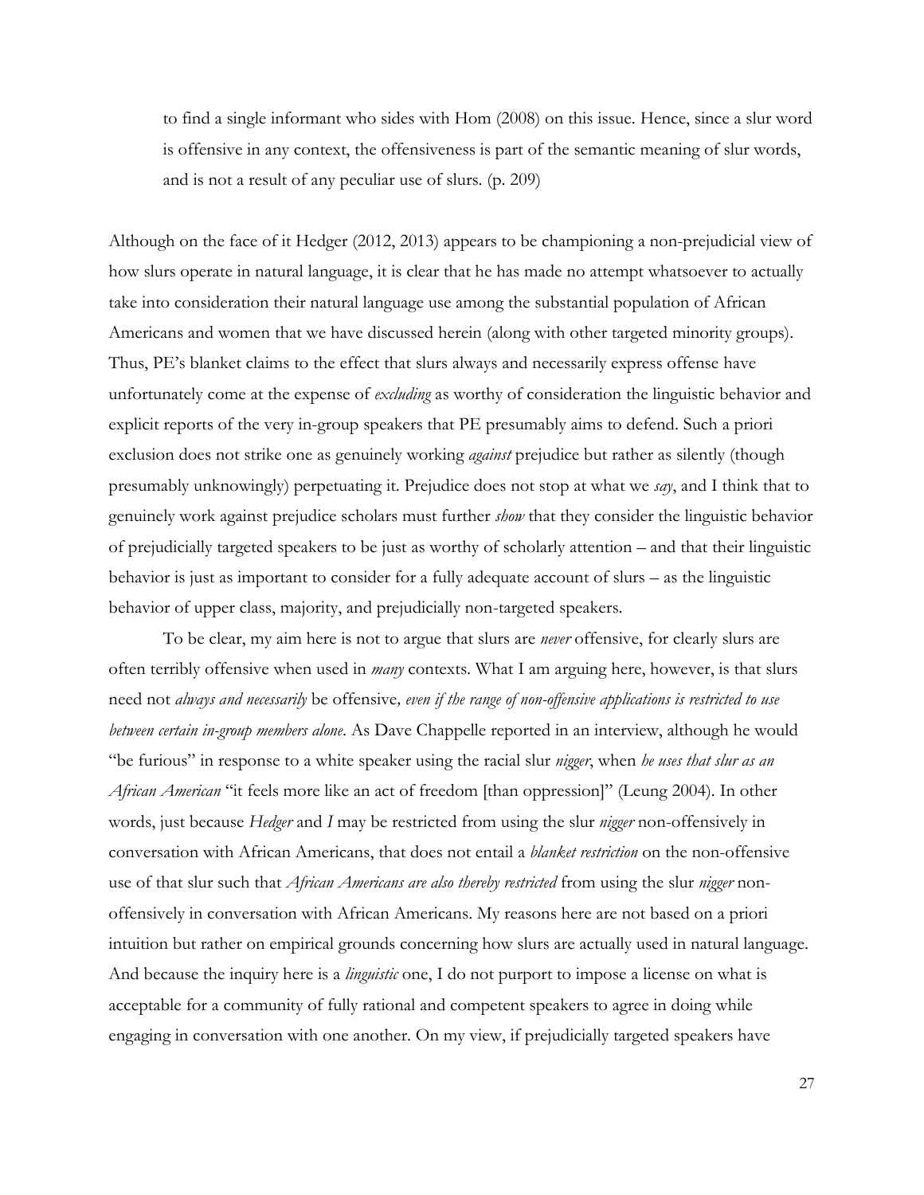to find a single informant who sides with Hom (2008) on this issue. Hence, since a slur word is offensive in any context, the offensiveness is part of the semantic meaning of slur words, and is not a result of any peculiar use of slurs. (p. 209)

Although on the face of it Hedger (2012, 2013) appears to be championing a non-prejudicial view of how slurs operate in natural language, it is clear that he has made no attempt whatsoever to actually take into consideration their natural language use among the substantial population of African Americans and women that we have discussed herein (along with other targeted minority groups). Thus, PE's blanket claims to the effect that slurs always and necessarily express offense have unfortunately come at the expense of *excluding* as worthy of consideration the linguistic behavior and explicit reports of the very in-group speakers that PE presumably aims to defend. Such a priori exclusion does not strike one as genuinely working *against* prejudice but rather as silently (though presumably unknowingly) perpetuating it. Prejudice does not stop at what we *say*, and I think that to genuinely work against prejudice scholars must further *show* that they consider the linguistic behavior of prejudicially targeted speakers to be just as worthy of scholarly attention – and that their linguistic behavior is just as important to consider for a fully adequate account of slurs – as the linguistic behavior of upper class, majority, and prejudicially non-targeted speakers.

To be clear, my aim here is not to argue that slurs are *never* offensive, for clearly slurs are often terribly offensive when used in *many* contexts. What I am arguing here, however, is that slurs need not *always and necessarily* be offensive*, even if the range of non-offensive applications is restricted to use between certain in-group members alone*. As Dave Chappelle reported in an interview, although he would "be furious" in response to a white speaker using the racial slur *nigger*, when *he uses that slur as an African American* "it feels more like an act of freedom [than oppression]" (Leung 2004). In other words, just because *Hedger* and *I* may be restricted from using the slur *nigger* non-offensively in conversation with African Americans, that does not entail a *blanket restriction* on the non-offensive use of that slur such that *African Americans are also thereby restricted* from using the slur *nigger* non-offensively in conversation with African Americans. My reasons here are not based on a priori intuition but rather on empirical grounds concerning how slurs are actually used in natural language. And because the inquiry here is a *linguistic* one, I do not purport to impose a license on what is acceptable for a community of fully rational and competent speakers to agree in doing while engaging in conversation with one another. On my view, if prejudicially targeted speakers have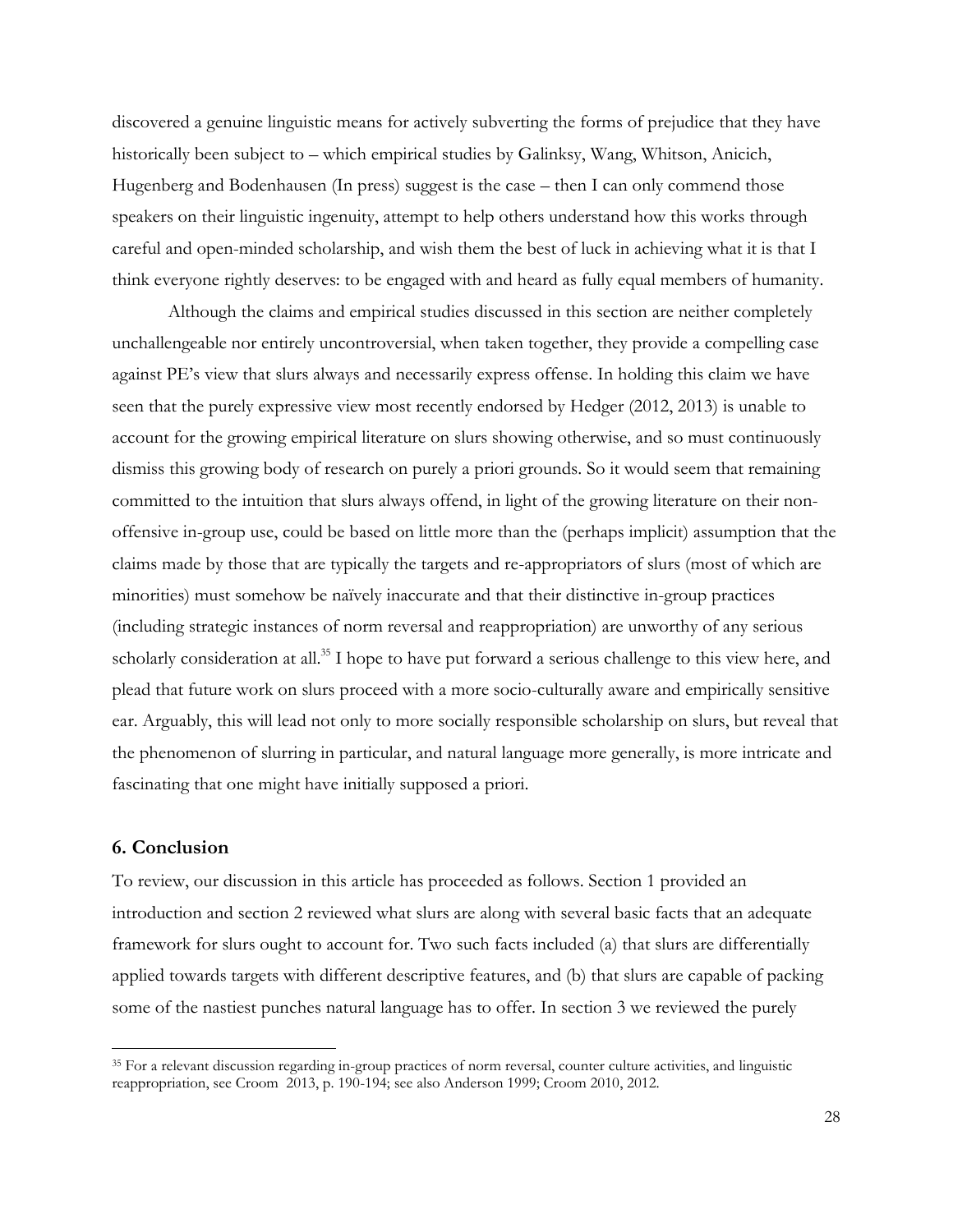discovered a genuine linguistic means for actively subverting the forms of prejudice that they have historically been subject to – which empirical studies by Galinksy, Wang, Whitson, Anicich, Hugenberg and Bodenhausen (In press) suggest is the case – then I can only commend those speakers on their linguistic ingenuity, attempt to help others understand how this works through careful and open-minded scholarship, and wish them the best of luck in achieving what it is that I think everyone rightly deserves: to be engaged with and heard as fully equal members of humanity.

Although the claims and empirical studies discussed in this section are neither completely unchallengeable nor entirely uncontroversial, when taken together, they provide a compelling case against PE's view that slurs always and necessarily express offense. In holding this claim we have seen that the purely expressive view most recently endorsed by Hedger (2012, 2013) is unable to account for the growing empirical literature on slurs showing otherwise, and so must continuously dismiss this growing body of research on purely a priori grounds. So it would seem that remaining committed to the intuition that slurs always offend, in light of the growing literature on their non-offensive in-group use, could be based on little more than the (perhaps implicit) assumption that the claims made by those that are typically the targets and re-appropriators of slurs (most of which are minorities) must somehow be naïvely inaccurate and that their distinctive in-group practices (including strategic instances of norm reversal and reappropriation) are unworthy of any serious scholarly consideration at all.[35] I hope to have put forward a serious challenge to this view here, and plead that future work on slurs proceed with a more socio-culturally aware and empirically sensitive ear. Arguably, this will lead not only to more socially responsible scholarship on slurs, but reveal that the phenomenon of slurring in particular, and natural language more generally, is more intricate and fascinating that one might have initially supposed a priori.

## 6. Conclusion

To review, our discussion in this article has proceeded as follows. Section 1 provided an introduction and section 2 reviewed what slurs are along with several basic facts that an adequate framework for slurs ought to account for. Two such facts included (a) that slurs are differentially applied towards targets with different descriptive features, and (b) that slurs are capable of packing some of the nastiest punches natural language has to offer. In section 3 we reviewed the purely

[35] For a relevant discussion regarding in-group practices of norm reversal, counter culture activities, and linguistic reappropriation, see Croom 2013, p. 190-194; see also Anderson 1999; Croom 2010, 2012.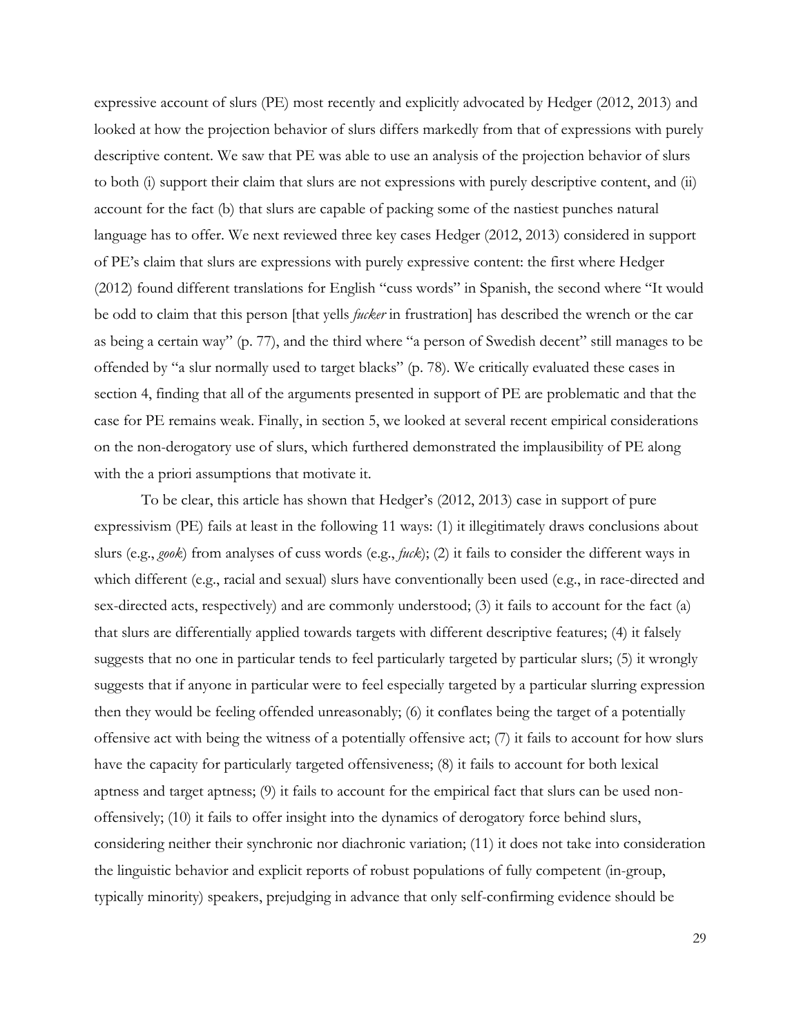expressive account of slurs (PE) most recently and explicitly advocated by Hedger (2012, 2013) and looked at how the projection behavior of slurs differs markedly from that of expressions with purely descriptive content. We saw that PE was able to use an analysis of the projection behavior of slurs to both (i) support their claim that slurs are not expressions with purely descriptive content, and (ii) account for the fact (b) that slurs are capable of packing some of the nastiest punches natural language has to offer. We next reviewed three key cases Hedger (2012, 2013) considered in support of PE's claim that slurs are expressions with purely expressive content: the first where Hedger (2012) found different translations for English "cuss words" in Spanish, the second where "It would be odd to claim that this person [that yells *fucker* in frustration] has described the wrench or the car as being a certain way" (p. 77), and the third where "a person of Swedish decent" still manages to be offended by "a slur normally used to target blacks" (p. 78). We critically evaluated these cases in section 4, finding that all of the arguments presented in support of PE are problematic and that the case for PE remains weak. Finally, in section 5, we looked at several recent empirical considerations on the non-derogatory use of slurs, which furthered demonstrated the implausibility of PE along with the a priori assumptions that motivate it.

To be clear, this article has shown that Hedger's (2012, 2013) case in support of pure expressivism (PE) fails at least in the following 11 ways: (1) it illegitimately draws conclusions about slurs (e.g., *gook*) from analyses of cuss words (e.g., *fuck*); (2) it fails to consider the different ways in which different (e.g., racial and sexual) slurs have conventionally been used (e.g., in race-directed and sex-directed acts, respectively) and are commonly understood; (3) it fails to account for the fact (a) that slurs are differentially applied towards targets with different descriptive features; (4) it falsely suggests that no one in particular tends to feel particularly targeted by particular slurs; (5) it wrongly suggests that if anyone in particular were to feel especially targeted by a particular slurring expression then they would be feeling offended unreasonably; (6) it conflates being the target of a potentially offensive act with being the witness of a potentially offensive act; (7) it fails to account for how slurs have the capacity for particularly targeted offensiveness; (8) it fails to account for both lexical aptness and target aptness; (9) it fails to account for the empirical fact that slurs can be used non-offensively; (10) it fails to offer insight into the dynamics of derogatory force behind slurs, considering neither their synchronic nor diachronic variation; (11) it does not take into consideration the linguistic behavior and explicit reports of robust populations of fully competent (in-group, typically minority) speakers, prejudging in advance that only self-confirming evidence should be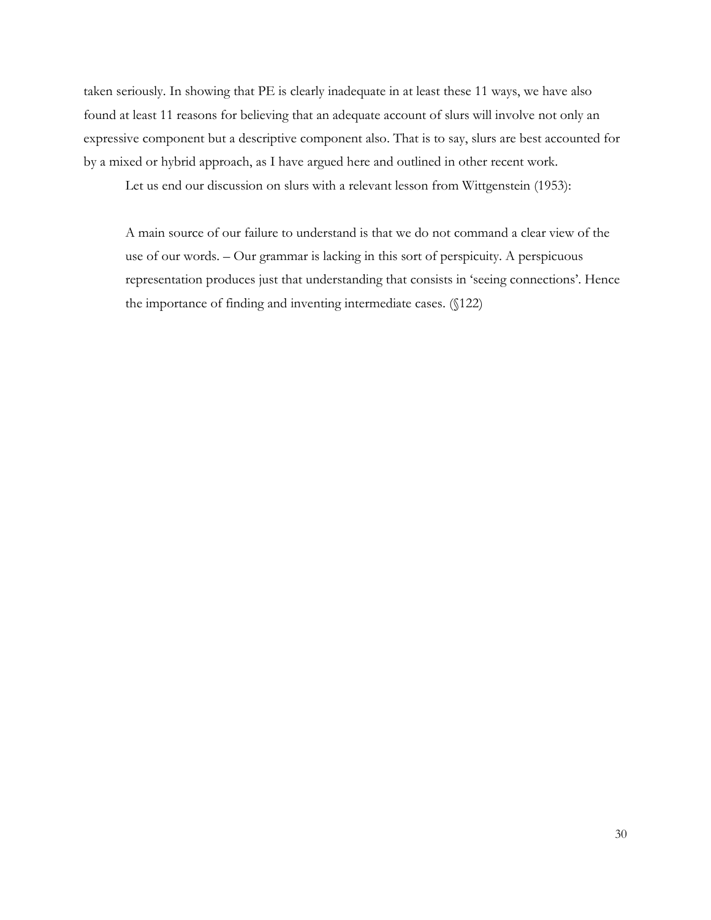taken seriously. In showing that PE is clearly inadequate in at least these 11 ways, we have also found at least 11 reasons for believing that an adequate account of slurs will involve not only an expressive component but a descriptive component also. That is to say, slurs are best accounted for by a mixed or hybrid approach, as I have argued here and outlined in other recent work.

Let us end our discussion on slurs with a relevant lesson from Wittgenstein (1953):

> A main source of our failure to understand is that we do not command a clear view of the use of our words. – Our grammar is lacking in this sort of perspicuity. A perspicuous representation produces just that understanding that consists in 'seeing connections'. Hence the importance of finding and inventing intermediate cases. (§122)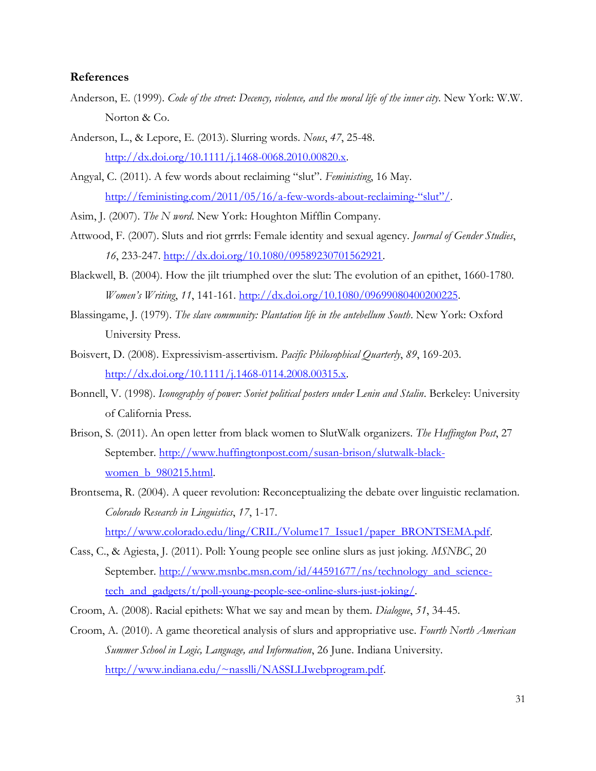**References**

Anderson, E. (1999). *Code of the street: Decency, violence, and the moral life of the inner city*. New York: W.W. Norton & Co.

Anderson, L., & Lepore, E. (2013). Slurring words. *Nous*, *47*, 25-48. http://dx.doi.org/10.1111/j.1468-0068.2010.00820.x.

Angyal, C. (2011). A few words about reclaiming "slut". *Feministing*, 16 May. http://feministing.com/2011/05/16/a-few-words-about-reclaiming-"slut"/.

Asim, J. (2007). *The N word*. New York: Houghton Mifflin Company.

Attwood, F. (2007). Sluts and riot grrrls: Female identity and sexual agency. *Journal of Gender Studies*, *16*, 233-247. http://dx.doi.org/10.1080/09589230701562921.

Blackwell, B. (2004). How the jilt triumphed over the slut: The evolution of an epithet, 1660-1780. *Women's Writing*, *11*, 141-161. http://dx.doi.org/10.1080/09699080400200225.

Blassingame, J. (1979). *The slave community: Plantation life in the antebellum South*. New York: Oxford University Press.

Boisvert, D. (2008). Expressivism-assertivism. *Pacific Philosophical Quarterly*, *89*, 169-203. http://dx.doi.org/10.1111/j.1468-0114.2008.00315.x.

Bonnell, V. (1998). *Iconography of power: Soviet political posters under Lenin and Stalin*. Berkeley: University of California Press.

Brison, S. (2011). An open letter from black women to SlutWalk organizers. *The Huffington Post*, 27 September. http://www.huffingtonpost.com/susan-brison/slutwalk-black-women_b_980215.html.

Brontsema, R. (2004). A queer revolution: Reconceptualizing the debate over linguistic reclamation. *Colorado Research in Linguistics*, *17*, 1-17. http://www.colorado.edu/ling/CRIL/Volume17_Issue1/paper_BRONTSEMA.pdf.

Cass, C., & Agiesta, J. (2011). Poll: Young people see online slurs as just joking. *MSNBC*, 20 September. http://www.msnbc.msn.com/id/44591677/ns/technology_and_science-tech_and_gadgets/t/poll-young-people-see-online-slurs-just-joking/.

Croom, A. (2008). Racial epithets: What we say and mean by them. *Dialogue*, *51*, 34-45.

Croom, A. (2010). A game theoretical analysis of slurs and appropriative use. *Fourth North American Summer School in Logic, Language, and Information*, 26 June. Indiana University. http://www.indiana.edu/~nasslli/NASSLLIwebprogram.pdf.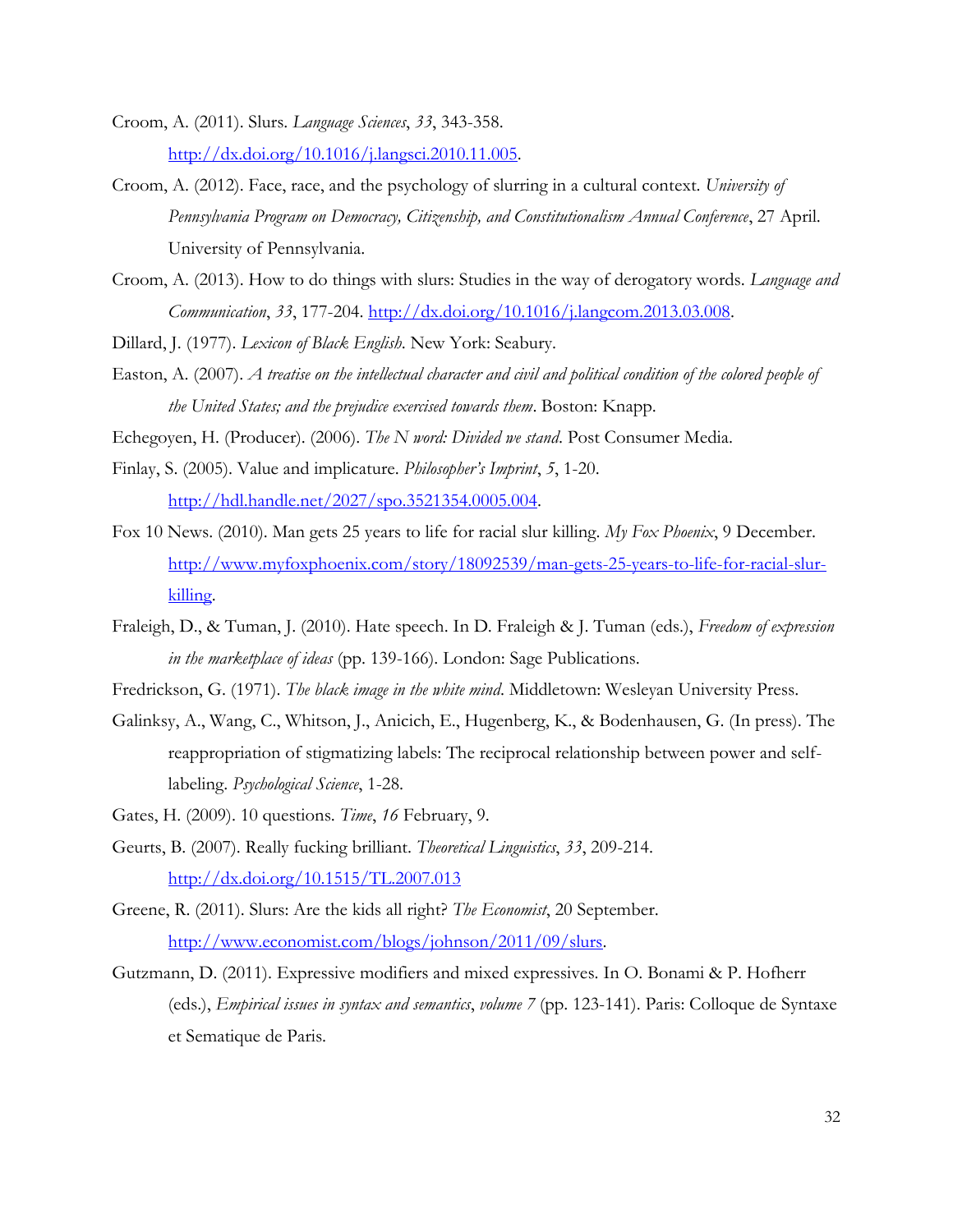Croom, A. (2011). Slurs. *Language Sciences*, *33*, 343-358. http://dx.doi.org/10.1016/j.langsci.2010.11.005.

Croom, A. (2012). Face, race, and the psychology of slurring in a cultural context. *University of Pennsylvania Program on Democracy, Citizenship, and Constitutionalism Annual Conference*, 27 April. University of Pennsylvania.

Croom, A. (2013). How to do things with slurs: Studies in the way of derogatory words. *Language and Communication*, *33*, 177-204. http://dx.doi.org/10.1016/j.langcom.2013.03.008.

Dillard, J. (1977). *Lexicon of Black English*. New York: Seabury.

Easton, A. (2007). *A treatise on the intellectual character and civil and political condition of the colored people of the United States; and the prejudice exercised towards them*. Boston: Knapp.

Echegoyen, H. (Producer). (2006). *The N word: Divided we stand*. Post Consumer Media.

Finlay, S. (2005). Value and implicature. *Philosopher's Imprint*, *5*, 1-20. http://hdl.handle.net/2027/spo.3521354.0005.004.

Fox 10 News. (2010). Man gets 25 years to life for racial slur killing. *My Fox Phoenix*, 9 December. http://www.myfoxphoenix.com/story/18092539/man-gets-25-years-to-life-for-racial-slur-killing.

Fraleigh, D., & Tuman, J. (2010). Hate speech. In D. Fraleigh & J. Tuman (eds.), *Freedom of expression in the marketplace of ideas* (pp. 139-166). London: Sage Publications.

Fredrickson, G. (1971). *The black image in the white mind*. Middletown: Wesleyan University Press.

Galinksy, A., Wang, C., Whitson, J., Anicich, E., Hugenberg, K., & Bodenhausen, G. (In press). The reappropriation of stigmatizing labels: The reciprocal relationship between power and self-labeling. *Psychological Science*, 1-28.

Gates, H. (2009). 10 questions. *Time*, *16* February, 9.

Geurts, B. (2007). Really fucking brilliant. *Theoretical Linguistics*, *33*, 209-214. http://dx.doi.org/10.1515/TL.2007.013

Greene, R. (2011). Slurs: Are the kids all right? *The Economist*, 20 September. http://www.economist.com/blogs/johnson/2011/09/slurs.

Gutzmann, D. (2011). Expressive modifiers and mixed expressives. In O. Bonami & P. Hofherr (eds.), *Empirical issues in syntax and semantics*, *volume 7* (pp. 123-141). Paris: Colloque de Syntaxe et Sematique de Paris.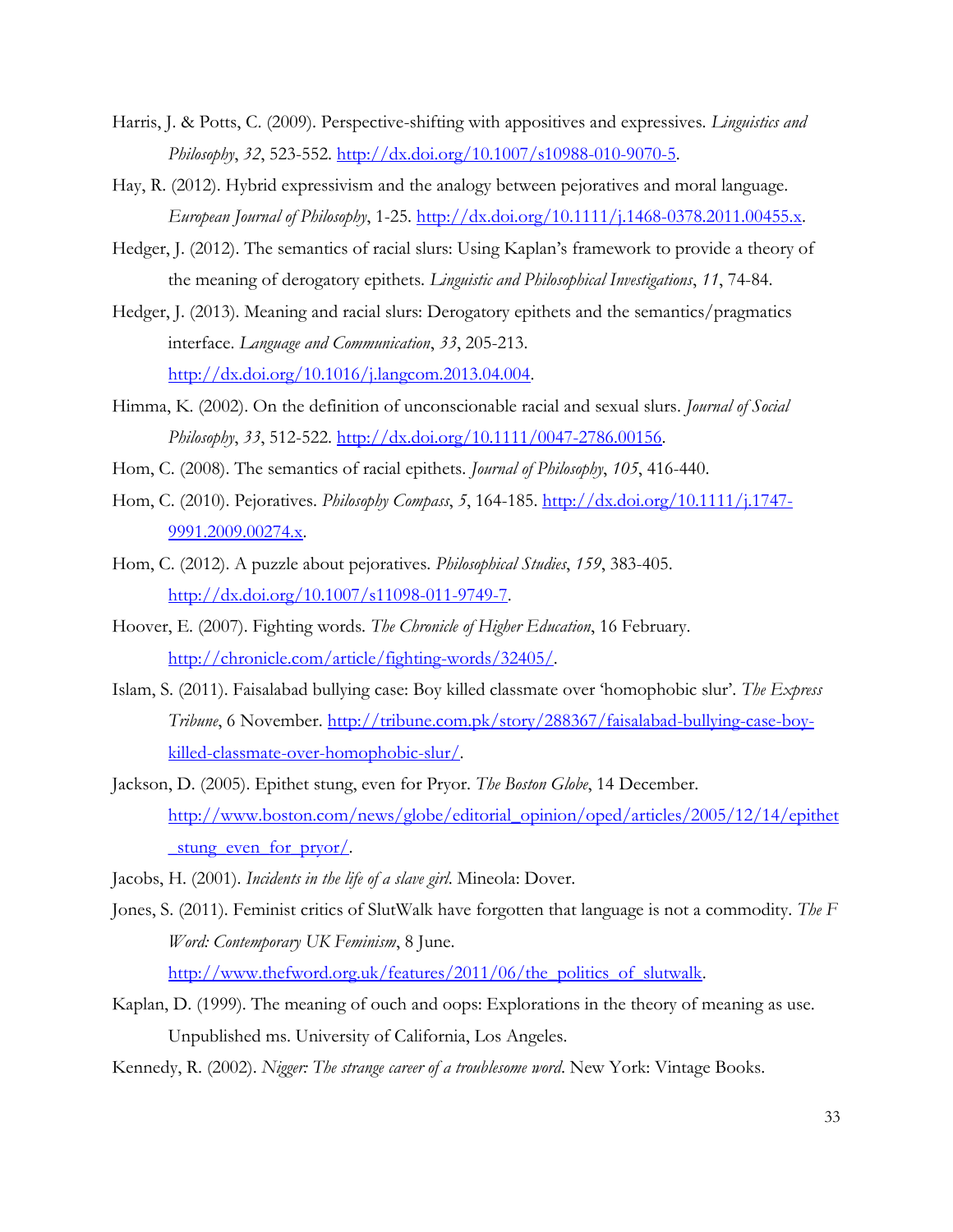Harris, J. & Potts, C. (2009). Perspective-shifting with appositives and expressives. *Linguistics and Philosophy*, *32*, 523-552. http://dx.doi.org/10.1007/s10988-010-9070-5.

Hay, R. (2012). Hybrid expressivism and the analogy between pejoratives and moral language. *European Journal of Philosophy*, 1-25. http://dx.doi.org/10.1111/j.1468-0378.2011.00455.x.

Hedger, J. (2012). The semantics of racial slurs: Using Kaplan's framework to provide a theory of the meaning of derogatory epithets. *Linguistic and Philosophical Investigations*, *11*, 74-84.

Hedger, J. (2013). Meaning and racial slurs: Derogatory epithets and the semantics/pragmatics interface. *Language and Communication*, *33*, 205-213. http://dx.doi.org/10.1016/j.langcom.2013.04.004.

Himma, K. (2002). On the definition of unconscionable racial and sexual slurs. *Journal of Social Philosophy*, *33*, 512-522. http://dx.doi.org/10.1111/0047-2786.00156.

Hom, C. (2008). The semantics of racial epithets. *Journal of Philosophy*, *105*, 416-440.

Hom, C. (2010). Pejoratives. *Philosophy Compass*, *5*, 164-185. http://dx.doi.org/10.1111/j.1747-9991.2009.00274.x.

Hom, C. (2012). A puzzle about pejoratives. *Philosophical Studies*, *159*, 383-405. http://dx.doi.org/10.1007/s11098-011-9749-7.

Hoover, E. (2007). Fighting words. *The Chronicle of Higher Education*, 16 February. http://chronicle.com/article/fighting-words/32405/.

Islam, S. (2011). Faisalabad bullying case: Boy killed classmate over 'homophobic slur'. *The Express Tribune*, 6 November. http://tribune.com.pk/story/288367/faisalabad-bullying-case-boy-killed-classmate-over-homophobic-slur/.

Jackson, D. (2005). Epithet stung, even for Pryor. *The Boston Globe*, 14 December. http://www.boston.com/news/globe/editorial_opinion/oped/articles/2005/12/14/epithet_stung_even_for_pryor/.

Jacobs, H. (2001). *Incidents in the life of a slave girl*. Mineola: Dover.

Jones, S. (2011). Feminist critics of SlutWalk have forgotten that language is not a commodity. *The F Word: Contemporary UK Feminism*, 8 June. http://www.thefword.org.uk/features/2011/06/the_politics_of_slutwalk.

Kaplan, D. (1999). The meaning of ouch and oops: Explorations in the theory of meaning as use. Unpublished ms. University of California, Los Angeles.

Kennedy, R. (2002). *Nigger: The strange career of a troublesome word*. New York: Vintage Books.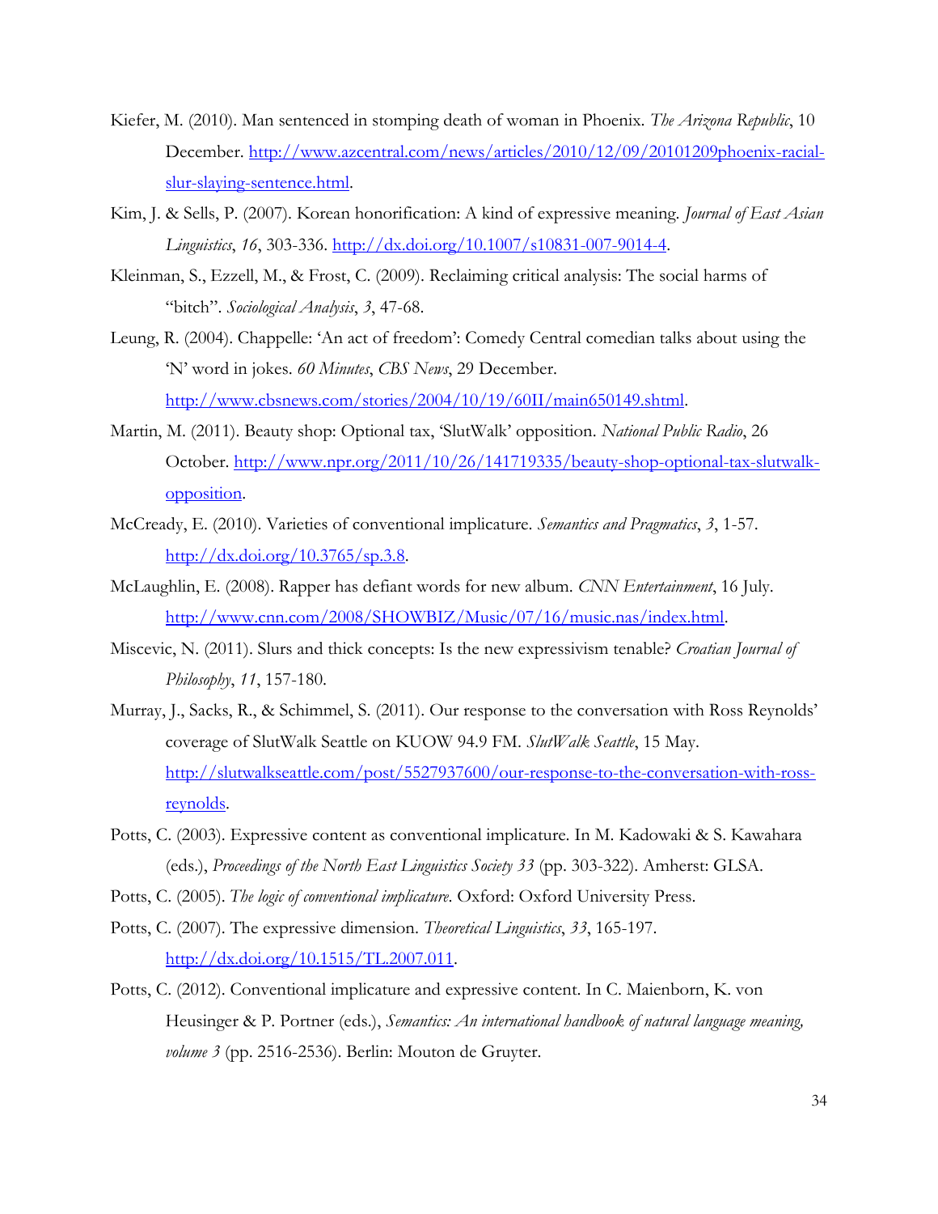Kiefer, M. (2010). Man sentenced in stomping death of woman in Phoenix. *The Arizona Republic*, 10 December. http://www.azcentral.com/news/articles/2010/12/09/20101209phoenix-racial-slur-slaying-sentence.html.

Kim, J. & Sells, P. (2007). Korean honorification: A kind of expressive meaning. *Journal of East Asian Linguistics*, *16*, 303-336. http://dx.doi.org/10.1007/s10831-007-9014-4.

Kleinman, S., Ezzell, M., & Frost, C. (2009). Reclaiming critical analysis: The social harms of "bitch". *Sociological Analysis*, *3*, 47-68.

Leung, R. (2004). Chappelle: 'An act of freedom': Comedy Central comedian talks about using the 'N' word in jokes. *60 Minutes*, *CBS News*, 29 December. http://www.cbsnews.com/stories/2004/10/19/60II/main650149.shtml.

Martin, M. (2011). Beauty shop: Optional tax, 'SlutWalk' opposition. *National Public Radio*, 26 October. http://www.npr.org/2011/10/26/141719335/beauty-shop-optional-tax-slutwalk-opposition.

McCready, E. (2010). Varieties of conventional implicature. *Semantics and Pragmatics*, *3*, 1-57. http://dx.doi.org/10.3765/sp.3.8.

McLaughlin, E. (2008). Rapper has defiant words for new album. *CNN Entertainment*, 16 July. http://www.cnn.com/2008/SHOWBIZ/Music/07/16/music.nas/index.html.

Miscevic, N. (2011). Slurs and thick concepts: Is the new expressivism tenable? *Croatian Journal of Philosophy*, *11*, 157-180.

Murray, J., Sacks, R., & Schimmel, S. (2011). Our response to the conversation with Ross Reynolds' coverage of SlutWalk Seattle on KUOW 94.9 FM. *SlutWalk Seattle*, 15 May. http://slutwalkseattle.com/post/5527937600/our-response-to-the-conversation-with-ross-reynolds.

Potts, C. (2003). Expressive content as conventional implicature. In M. Kadowaki & S. Kawahara (eds.), *Proceedings of the North East Linguistics Society 33* (pp. 303-322). Amherst: GLSA.

Potts, C. (2005). *The logic of conventional implicature*. Oxford: Oxford University Press.

Potts, C. (2007). The expressive dimension. *Theoretical Linguistics*, *33*, 165-197. http://dx.doi.org/10.1515/TL.2007.011.

Potts, C. (2012). Conventional implicature and expressive content. In C. Maienborn, K. von Heusinger & P. Portner (eds.), *Semantics: An international handbook of natural language meaning, volume 3* (pp. 2516-2536). Berlin: Mouton de Gruyter.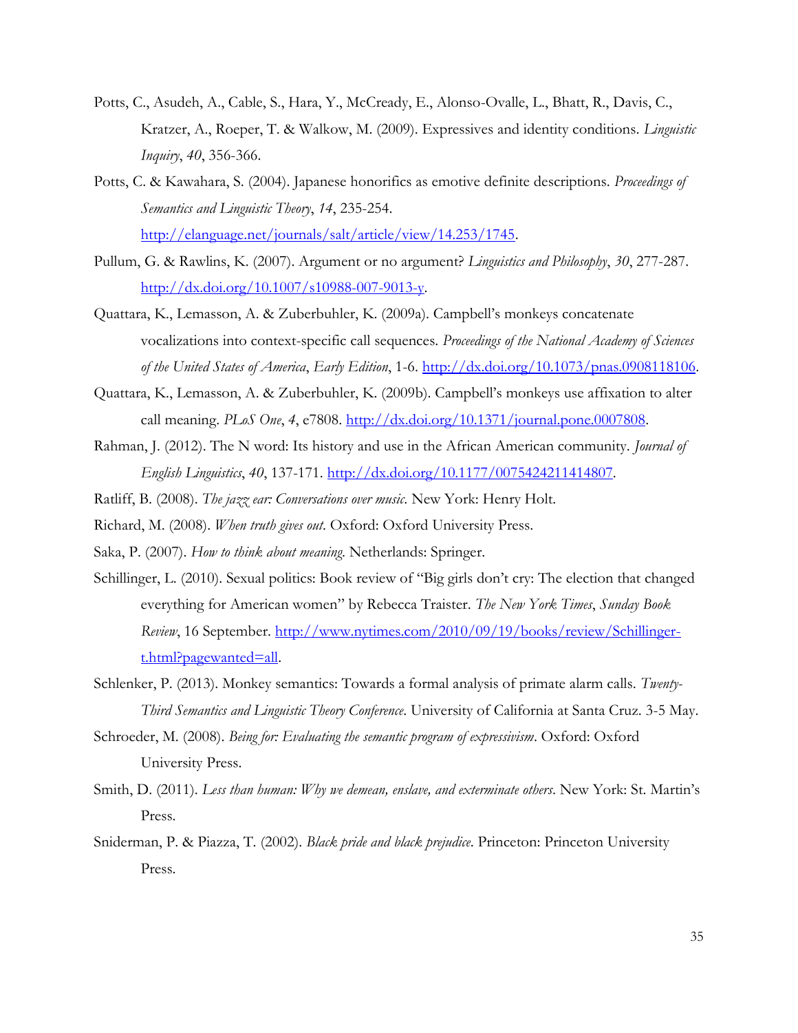Potts, C., Asudeh, A., Cable, S., Hara, Y., McCready, E., Alonso-Ovalle, L., Bhatt, R., Davis, C., Kratzer, A., Roeper, T. & Walkow, M. (2009). Expressives and identity conditions. *Linguistic Inquiry*, *40*, 356-366.

Potts, C. & Kawahara, S. (2004). Japanese honorifics as emotive definite descriptions. *Proceedings of Semantics and Linguistic Theory*, *14*, 235-254. http://elanguage.net/journals/salt/article/view/14.253/1745.

Pullum, G. & Rawlins, K. (2007). Argument or no argument? *Linguistics and Philosophy*, *30*, 277-287. http://dx.doi.org/10.1007/s10988-007-9013-y.

Quattara, K., Lemasson, A. & Zuberbuhler, K. (2009a). Campbell's monkeys concatenate vocalizations into context-specific call sequences. *Proceedings of the National Academy of Sciences of the United States of America*, *Early Edition*, 1-6. http://dx.doi.org/10.1073/pnas.0908118106.

Quattara, K., Lemasson, A. & Zuberbuhler, K. (2009b). Campbell's monkeys use affixation to alter call meaning. *PLoS One*, *4*, e7808. http://dx.doi.org/10.1371/journal.pone.0007808.

Rahman, J. (2012). The N word: Its history and use in the African American community. *Journal of English Linguistics*, *40*, 137-171. http://dx.doi.org/10.1177/0075424211414807.

Ratliff, B. (2008). *The jazz ear: Conversations over music.* New York: Henry Holt.

Richard, M. (2008). *When truth gives out*. Oxford: Oxford University Press.

Saka, P. (2007). *How to think about meaning*. Netherlands: Springer.

Schillinger, L. (2010). Sexual politics: Book review of "Big girls don't cry: The election that changed everything for American women" by Rebecca Traister. *The New York Times*, *Sunday Book Review*, 16 September. http://www.nytimes.com/2010/09/19/books/review/Schillinger-t.html?pagewanted=all.

Schlenker, P. (2013). Monkey semantics: Towards a formal analysis of primate alarm calls. *Twenty-Third Semantics and Linguistic Theory Conference*. University of California at Santa Cruz. 3-5 May.

Schroeder, M. (2008). *Being for: Evaluating the semantic program of expressivism*. Oxford: Oxford University Press.

Smith, D. (2011). *Less than human: Why we demean, enslave, and exterminate others*. New York: St. Martin's Press.

Sniderman, P. & Piazza, T. (2002). *Black pride and black prejudice*. Princeton: Princeton University Press.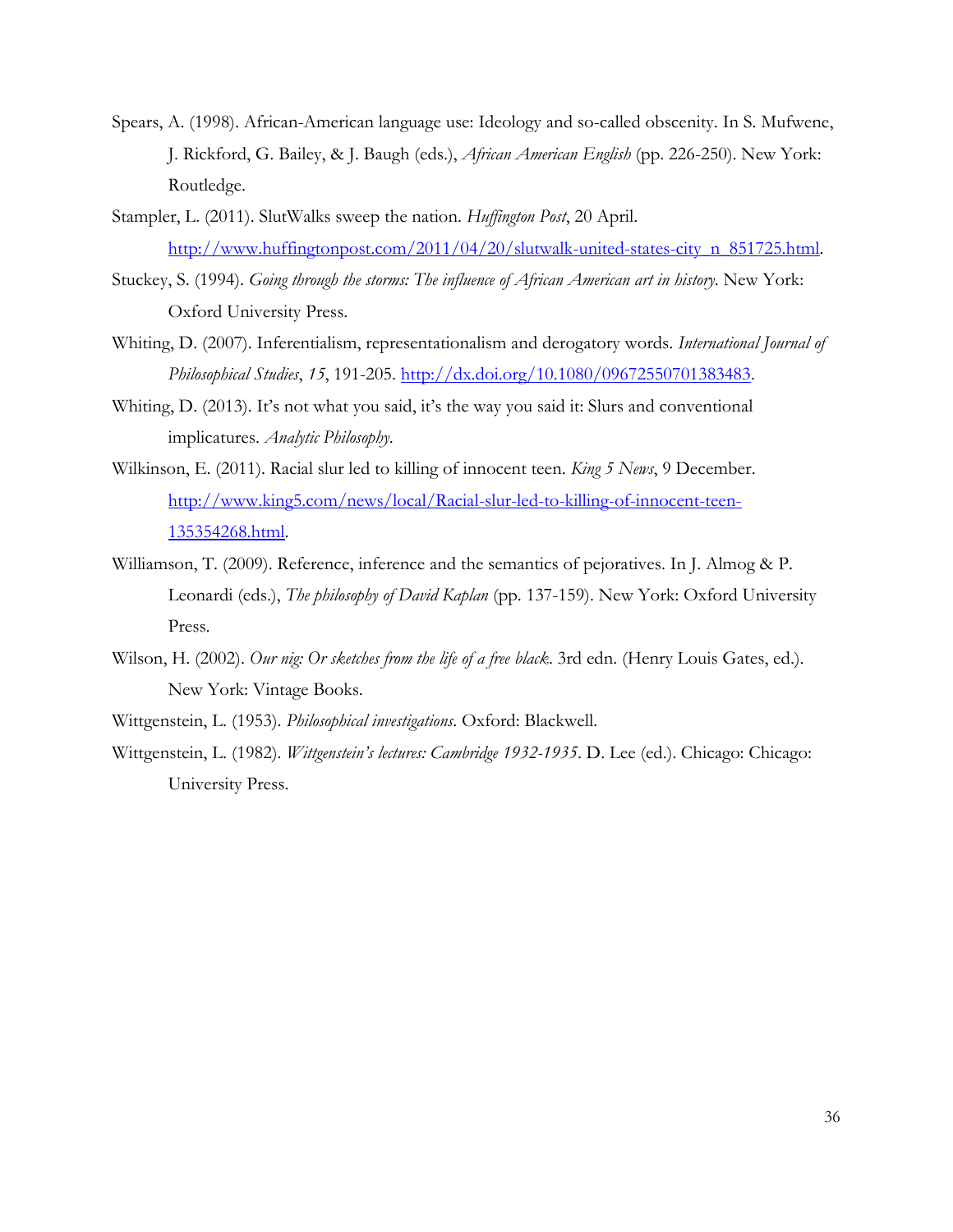Spears, A. (1998). African-American language use: Ideology and so-called obscenity. In S. Mufwene, J. Rickford, G. Bailey, & J. Baugh (eds.), *African American English* (pp. 226-250). New York: Routledge.

Stampler, L. (2011). SlutWalks sweep the nation. *Huffington Post*, 20 April. http://www.huffingtonpost.com/2011/04/20/slutwalk-united-states-city_n_851725.html.

Stuckey, S. (1994). *Going through the storms: The influence of African American art in history*. New York: Oxford University Press.

Whiting, D. (2007). Inferentialism, representationalism and derogatory words. *International Journal of Philosophical Studies*, *15*, 191-205. http://dx.doi.org/10.1080/09672550701383483.

Whiting, D. (2013). It's not what you said, it's the way you said it: Slurs and conventional implicatures. *Analytic Philosophy*.

Wilkinson, E. (2011). Racial slur led to killing of innocent teen. *King 5 News*, 9 December. http://www.king5.com/news/local/Racial-slur-led-to-killing-of-innocent-teen-135354268.html.

Williamson, T. (2009). Reference, inference and the semantics of pejoratives. In J. Almog & P. Leonardi (eds.), *The philosophy of David Kaplan* (pp. 137-159). New York: Oxford University Press.

Wilson, H. (2002). *Our nig: Or sketches from the life of a free black*. 3rd edn. (Henry Louis Gates, ed.). New York: Vintage Books.

Wittgenstein, L. (1953). *Philosophical investigations*. Oxford: Blackwell.

Wittgenstein, L. (1982). *Wittgenstein's lectures: Cambridge 1932-1935*. D. Lee (ed.). Chicago: Chicago: University Press.